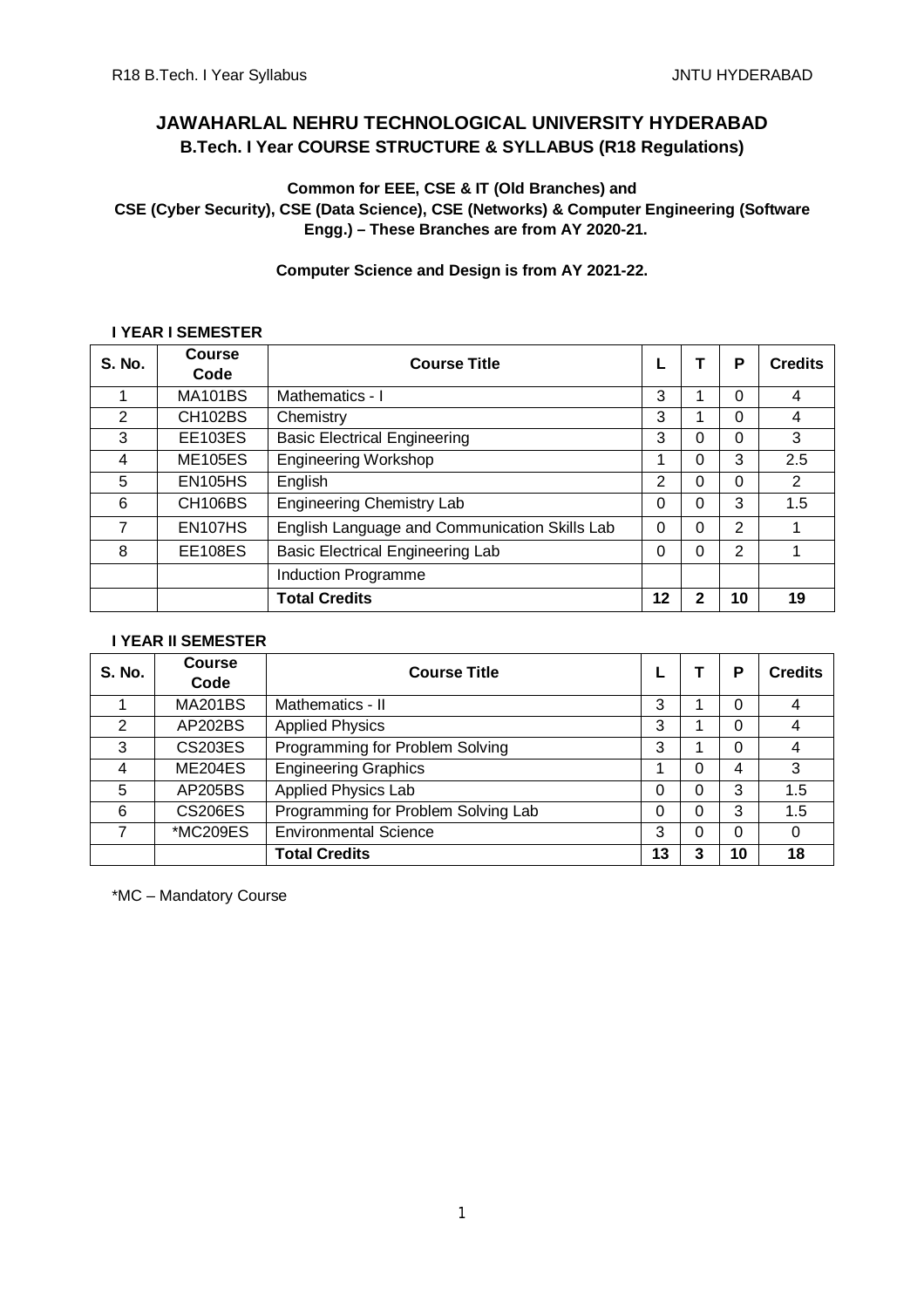# JAWAHARLAL NEHRU TECHNOLOGICAL UNIVERSITY HYDERABAD

## B.Tech. I Year COURSE STRUCTURE & SYLLABUS (R18 Regulations)

**Common for EEE, CSE & IT (Old Branches) and**
**CSE (Cyber Security), CSE (Data Science), CSE (Networks) & Computer Engineering (Software Engg.) – These Branches are from AY 2020-21.**

**Computer Science and Design is from AY 2021-22.**

### I YEAR I SEMESTER

| S. No. | Course Code | Course Title | L | T | P | Credits |
|---|---|---|---|---|---|---|
| 1 | MA101BS | Mathematics - I | 3 | 1 | 0 | 4 |
| 2 | CH102BS | Chemistry | 3 | 1 | 0 | 4 |
| 3 | EE103ES | Basic Electrical Engineering | 3 | 0 | 0 | 3 |
| 4 | ME105ES | Engineering Workshop | 1 | 0 | 3 | 2.5 |
| 5 | EN105HS | English | 2 | 0 | 0 | 2 |
| 6 | CH106BS | Engineering Chemistry Lab | 0 | 0 | 3 | 1.5 |
| 7 | EN107HS | English Language and Communication Skills Lab | 0 | 0 | 2 | 1 |
| 8 | EE108ES | Basic Electrical Engineering Lab | 0 | 0 | 2 | 1 |
| | | Induction Programme | | | | |
| | | **Total Credits** | **12** | **2** | **10** | **19** |

### I YEAR II SEMESTER

| S. No. | Course Code | Course Title | L | T | P | Credits |
|---|---|---|---|---|---|---|
| 1 | MA201BS | Mathematics - II | 3 | 1 | 0 | 4 |
| 2 | AP202BS | Applied Physics | 3 | 1 | 0 | 4 |
| 3 | CS203ES | Programming for Problem Solving | 3 | 1 | 0 | 4 |
| 4 | ME204ES | Engineering Graphics | 1 | 0 | 4 | 3 |
| 5 | AP205BS | Applied Physics Lab | 0 | 0 | 3 | 1.5 |
| 6 | CS206ES | Programming for Problem Solving Lab | 0 | 0 | 3 | 1.5 |
| 7 | *MC209ES | Environmental Science | 3 | 0 | 0 | 0 |
| | | **Total Credits** | **13** | **3** | **10** | **18** |

*MC – Mandatory Course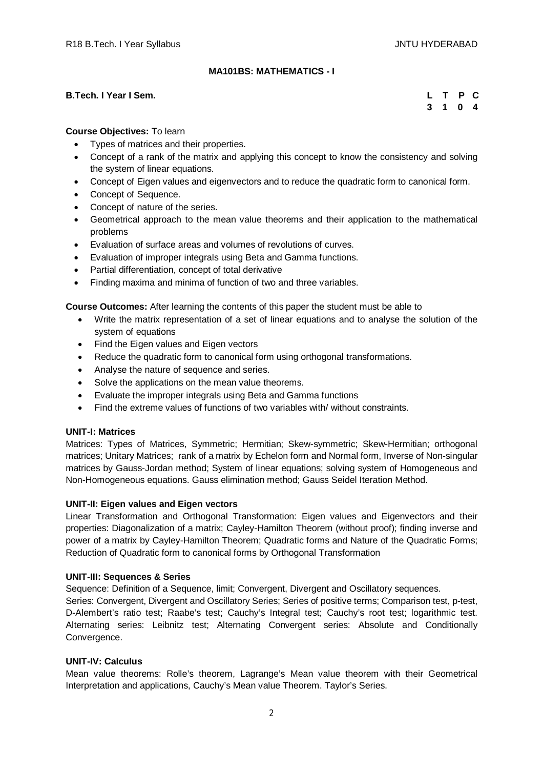## MA101BS: MATHEMATICS - I

**B.Tech. I Year I Sem.**

| L | T | P | C |
|---|---|---|---|
| 3 | 1 | 0 | 4 |

**Course Objectives:** To learn

- Types of matrices and their properties.
- Concept of a rank of the matrix and applying this concept to know the consistency and solving the system of linear equations.
- Concept of Eigen values and eigenvectors and to reduce the quadratic form to canonical form.
- Concept of Sequence.
- Concept of nature of the series.
- Geometrical approach to the mean value theorems and their application to the mathematical problems
- Evaluation of surface areas and volumes of revolutions of curves.
- Evaluation of improper integrals using Beta and Gamma functions.
- Partial differentiation, concept of total derivative
- Finding maxima and minima of function of two and three variables.

**Course Outcomes:** After learning the contents of this paper the student must be able to

- Write the matrix representation of a set of linear equations and to analyse the solution of the system of equations
- Find the Eigen values and Eigen vectors
- Reduce the quadratic form to canonical form using orthogonal transformations.
- Analyse the nature of sequence and series.
- Solve the applications on the mean value theorems.
- Evaluate the improper integrals using Beta and Gamma functions
- Find the extreme values of functions of two variables with/ without constraints.

**UNIT-I: Matrices**

Matrices: Types of Matrices, Symmetric; Hermitian; Skew-symmetric; Skew-Hermitian; orthogonal matrices; Unitary Matrices; rank of a matrix by Echelon form and Normal form, Inverse of Non-singular matrices by Gauss-Jordan method; System of linear equations; solving system of Homogeneous and Non-Homogeneous equations. Gauss elimination method; Gauss Seidel Iteration Method.

**UNIT-II: Eigen values and Eigen vectors**

Linear Transformation and Orthogonal Transformation: Eigen values and Eigenvectors and their properties: Diagonalization of a matrix; Cayley-Hamilton Theorem (without proof); finding inverse and power of a matrix by Cayley-Hamilton Theorem; Quadratic forms and Nature of the Quadratic Forms; Reduction of Quadratic form to canonical forms by Orthogonal Transformation

**UNIT-III: Sequences & Series**

Sequence: Definition of a Sequence, limit; Convergent, Divergent and Oscillatory sequences.

Series: Convergent, Divergent and Oscillatory Series; Series of positive terms; Comparison test, p-test, D-Alembert's ratio test; Raabe's test; Cauchy's Integral test; Cauchy's root test; logarithmic test. Alternating series: Leibnitz test; Alternating Convergent series: Absolute and Conditionally Convergence.

**UNIT-IV: Calculus**

Mean value theorems: Rolle's theorem, Lagrange's Mean value theorem with their Geometrical Interpretation and applications, Cauchy's Mean value Theorem. Taylor's Series.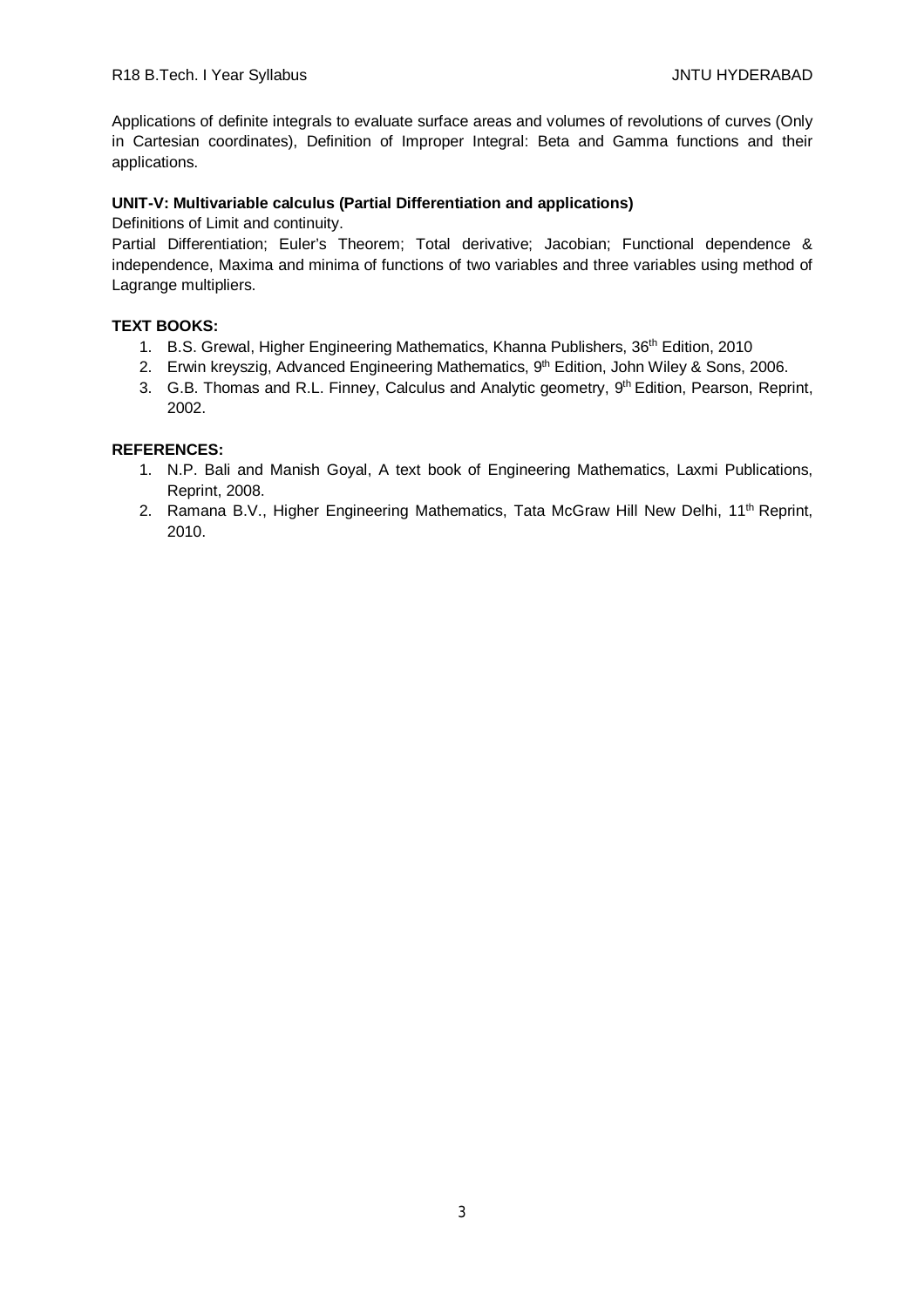Applications of definite integrals to evaluate surface areas and volumes of revolutions of curves (Only in Cartesian coordinates), Definition of Improper Integral: Beta and Gamma functions and their applications.

**UNIT-V: Multivariable calculus (Partial Differentiation and applications)**

Definitions of Limit and continuity.

Partial Differentiation; Euler's Theorem; Total derivative; Jacobian; Functional dependence & independence, Maxima and minima of functions of two variables and three variables using method of Lagrange multipliers.

**TEXT BOOKS:**

1. B.S. Grewal, Higher Engineering Mathematics, Khanna Publishers, 36th Edition, 2010
2. Erwin kreyszig, Advanced Engineering Mathematics, 9th Edition, John Wiley & Sons, 2006.
3. G.B. Thomas and R.L. Finney, Calculus and Analytic geometry, 9th Edition, Pearson, Reprint, 2002.

**REFERENCES:**

1. N.P. Bali and Manish Goyal, A text book of Engineering Mathematics, Laxmi Publications, Reprint, 2008.
2. Ramana B.V., Higher Engineering Mathematics, Tata McGraw Hill New Delhi, 11th Reprint, 2010.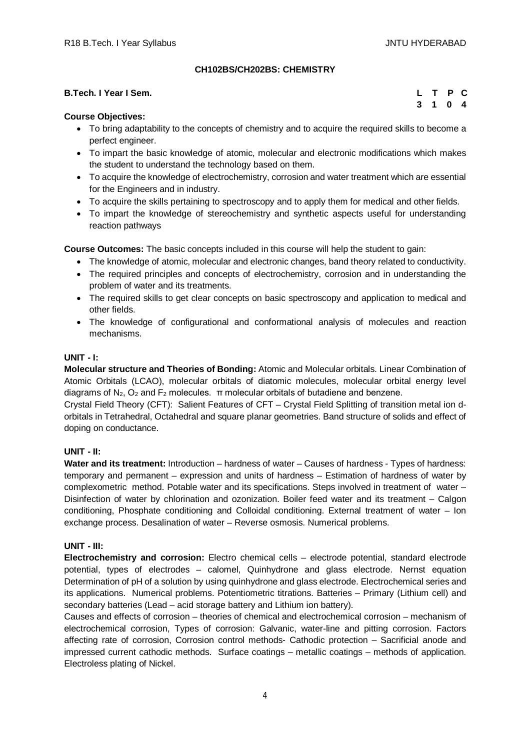## CH102BS/CH202BS: CHEMISTRY

**B.Tech. I Year I Sem.**

| L | T | P | C |
|---|---|---|---|
| 3 | 1 | 0 | 4 |

**Course Objectives:**

- To bring adaptability to the concepts of chemistry and to acquire the required skills to become a perfect engineer.
- To impart the basic knowledge of atomic, molecular and electronic modifications which makes the student to understand the technology based on them.
- To acquire the knowledge of electrochemistry, corrosion and water treatment which are essential for the Engineers and in industry.
- To acquire the skills pertaining to spectroscopy and to apply them for medical and other fields.
- To impart the knowledge of stereochemistry and synthetic aspects useful for understanding reaction pathways

**Course Outcomes:** The basic concepts included in this course will help the student to gain:

- The knowledge of atomic, molecular and electronic changes, band theory related to conductivity.
- The required principles and concepts of electrochemistry, corrosion and in understanding the problem of water and its treatments.
- The required skills to get clear concepts on basic spectroscopy and application to medical and other fields.
- The knowledge of configurational and conformational analysis of molecules and reaction mechanisms.

**UNIT - I:**

**Molecular structure and Theories of Bonding:** Atomic and Molecular orbitals. Linear Combination of Atomic Orbitals (LCAO), molecular orbitals of diatomic molecules, molecular orbital energy level diagrams of $N_2$, $O_2$ and $F_2$ molecules. $\pi$ molecular orbitals of butadiene and benzene.

Crystal Field Theory (CFT): Salient Features of CFT – Crystal Field Splitting of transition metal ion d-orbitals in Tetrahedral, Octahedral and square planar geometries. Band structure of solids and effect of doping on conductance.

**UNIT - II:**

**Water and its treatment:** Introduction – hardness of water – Causes of hardness - Types of hardness: temporary and permanent – expression and units of hardness – Estimation of hardness of water by complexometric method. Potable water and its specifications. Steps involved in treatment of water – Disinfection of water by chlorination and ozonization. Boiler feed water and its treatment – Calgon conditioning, Phosphate conditioning and Colloidal conditioning. External treatment of water – Ion exchange process. Desalination of water – Reverse osmosis. Numerical problems.

**UNIT - III:**

**Electrochemistry and corrosion:** Electro chemical cells – electrode potential, standard electrode potential, types of electrodes – calomel, Quinhydrone and glass electrode. Nernst equation Determination of pH of a solution by using quinhydrone and glass electrode. Electrochemical series and its applications. Numerical problems. Potentiometric titrations. Batteries – Primary (Lithium cell) and secondary batteries (Lead – acid storage battery and Lithium ion battery).

Causes and effects of corrosion – theories of chemical and electrochemical corrosion – mechanism of electrochemical corrosion, Types of corrosion: Galvanic, water-line and pitting corrosion. Factors affecting rate of corrosion, Corrosion control methods- Cathodic protection – Sacrificial anode and impressed current cathodic methods. Surface coatings – metallic coatings – methods of application. Electroless plating of Nickel.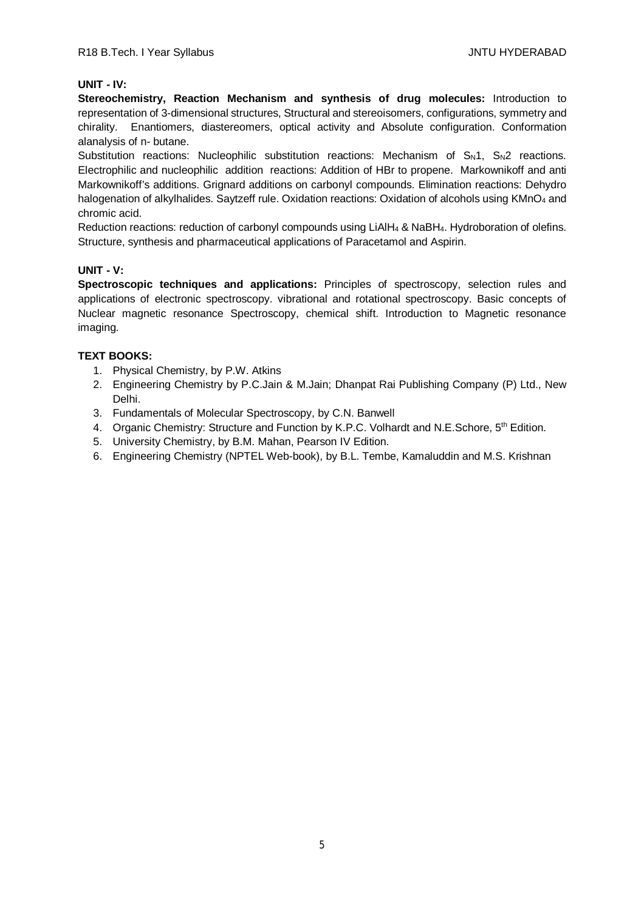**UNIT - IV:**

**Stereochemistry, Reaction Mechanism and synthesis of drug molecules:** Introduction to representation of 3-dimensional structures, Structural and stereoisomers, configurations, symmetry and chirality. Enantiomers, diastereomers, optical activity and Absolute configuration. Conformation alanalysis of n- butane.

Substitution reactions: Nucleophilic substitution reactions: Mechanism of $S_N1$, $S_N2$ reactions. Electrophilic and nucleophilic addition reactions: Addition of HBr to propene. Markownikoff and anti Markownikoff's additions. Grignard additions on carbonyl compounds. Elimination reactions: Dehydro halogenation of alkylhalides. Saytzeff rule. Oxidation reactions: Oxidation of alcohols using $KMnO_4$ and chromic acid.

Reduction reactions: reduction of carbonyl compounds using $LiAlH_4$ & $NaBH_4$. Hydroboration of olefins. Structure, synthesis and pharmaceutical applications of Paracetamol and Aspirin.

**UNIT - V:**

**Spectroscopic techniques and applications:** Principles of spectroscopy, selection rules and applications of electronic spectroscopy. vibrational and rotational spectroscopy. Basic concepts of Nuclear magnetic resonance Spectroscopy, chemical shift. Introduction to Magnetic resonance imaging.

**TEXT BOOKS:**

1. Physical Chemistry, by P.W. Atkins
2. Engineering Chemistry by P.C.Jain & M.Jain; Dhanpat Rai Publishing Company (P) Ltd., New Delhi.
3. Fundamentals of Molecular Spectroscopy, by C.N. Banwell
4. Organic Chemistry: Structure and Function by K.P.C. Volhardt and N.E.Schore, 5th Edition.
5. University Chemistry, by B.M. Mahan, Pearson IV Edition.
6. Engineering Chemistry (NPTEL Web-book), by B.L. Tembe, Kamaluddin and M.S. Krishnan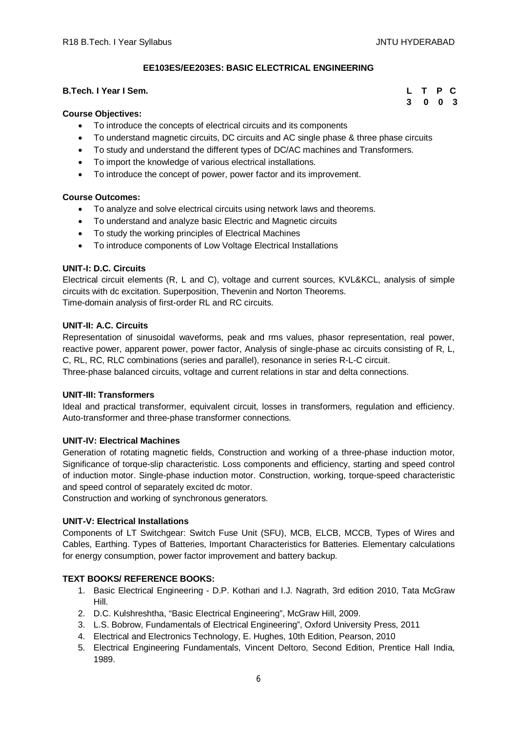## EE103ES/EE203ES: BASIC ELECTRICAL ENGINEERING

**B.Tech. I Year I Sem.**

| L | T | P | C |
|---|---|---|---|
| 3 | 0 | 0 | 3 |

**Course Objectives:**

- To introduce the concepts of electrical circuits and its components
- To understand magnetic circuits, DC circuits and AC single phase & three phase circuits
- To study and understand the different types of DC/AC machines and Transformers.
- To import the knowledge of various electrical installations.
- To introduce the concept of power, power factor and its improvement.

**Course Outcomes:**

- To analyze and solve electrical circuits using network laws and theorems.
- To understand and analyze basic Electric and Magnetic circuits
- To study the working principles of Electrical Machines
- To introduce components of Low Voltage Electrical Installations

**UNIT-I: D.C. Circuits**

Electrical circuit elements (R, L and C), voltage and current sources, KVL&KCL, analysis of simple circuits with dc excitation. Superposition, Thevenin and Norton Theorems.
Time-domain analysis of first-order RL and RC circuits.

**UNIT-II: A.C. Circuits**

Representation of sinusoidal waveforms, peak and rms values, phasor representation, real power, reactive power, apparent power, power factor, Analysis of single-phase ac circuits consisting of R, L, C, RL, RC, RLC combinations (series and parallel), resonance in series R-L-C circuit.
Three-phase balanced circuits, voltage and current relations in star and delta connections.

**UNIT-III: Transformers**

Ideal and practical transformer, equivalent circuit, losses in transformers, regulation and efficiency. Auto-transformer and three-phase transformer connections.

**UNIT-IV: Electrical Machines**

Generation of rotating magnetic fields, Construction and working of a three-phase induction motor, Significance of torque-slip characteristic. Loss components and efficiency, starting and speed control of induction motor. Single-phase induction motor. Construction, working, torque-speed characteristic and speed control of separately excited dc motor.
Construction and working of synchronous generators.

**UNIT-V: Electrical Installations**

Components of LT Switchgear: Switch Fuse Unit (SFU), MCB, ELCB, MCCB, Types of Wires and Cables, Earthing. Types of Batteries, Important Characteristics for Batteries. Elementary calculations for energy consumption, power factor improvement and battery backup.

**TEXT BOOKS/ REFERENCE BOOKS:**

1. Basic Electrical Engineering - D.P. Kothari and I.J. Nagrath, 3rd edition 2010, Tata McGraw Hill.
2. D.C. Kulshreshtha, “Basic Electrical Engineering”, McGraw Hill, 2009.
3. L.S. Bobrow, Fundamentals of Electrical Engineering”, Oxford University Press, 2011
4. Electrical and Electronics Technology, E. Hughes, 10th Edition, Pearson, 2010
5. Electrical Engineering Fundamentals, Vincent Deltoro, Second Edition, Prentice Hall India, 1989.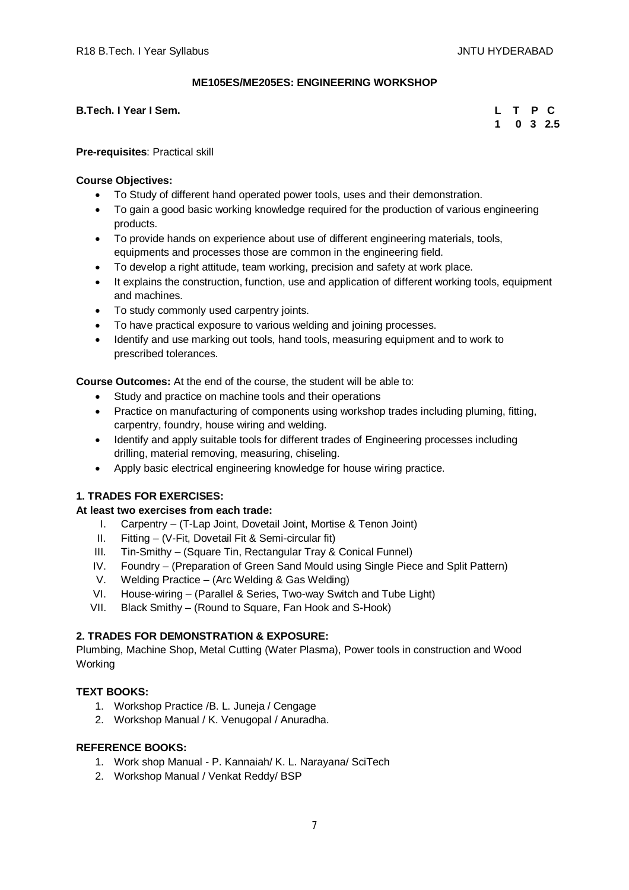## ME105ES/ME205ES: ENGINEERING WORKSHOP

**B.Tech. I Year I Sem.**

| L | T | P | C |
|---|---|---|---|
| 1 | 0 | 3 | 2.5 |

**Pre-requisites**: Practical skill

**Course Objectives:**

- To Study of different hand operated power tools, uses and their demonstration.
- To gain a good basic working knowledge required for the production of various engineering products.
- To provide hands on experience about use of different engineering materials, tools, equipments and processes those are common in the engineering field.
- To develop a right attitude, team working, precision and safety at work place.
- It explains the construction, function, use and application of different working tools, equipment and machines.
- To study commonly used carpentry joints.
- To have practical exposure to various welding and joining processes.
- Identify and use marking out tools, hand tools, measuring equipment and to work to prescribed tolerances.

**Course Outcomes:** At the end of the course, the student will be able to:

- Study and practice on machine tools and their operations
- Practice on manufacturing of components using workshop trades including pluming, fitting, carpentry, foundry, house wiring and welding.
- Identify and apply suitable tools for different trades of Engineering processes including drilling, material removing, measuring, chiseling.
- Apply basic electrical engineering knowledge for house wiring practice.

### 1. TRADES FOR EXERCISES:

**At least two exercises from each trade:**

I. Carpentry – (T-Lap Joint, Dovetail Joint, Mortise & Tenon Joint)
II. Fitting – (V-Fit, Dovetail Fit & Semi-circular fit)
III. Tin-Smithy – (Square Tin, Rectangular Tray & Conical Funnel)
IV. Foundry – (Preparation of Green Sand Mould using Single Piece and Split Pattern)
V. Welding Practice – (Arc Welding & Gas Welding)
VI. House-wiring – (Parallel & Series, Two-way Switch and Tube Light)
VII. Black Smithy – (Round to Square, Fan Hook and S-Hook)

### 2. TRADES FOR DEMONSTRATION & EXPOSURE:

Plumbing, Machine Shop, Metal Cutting (Water Plasma), Power tools in construction and Wood Working

### TEXT BOOKS:

1. Workshop Practice /B. L. Juneja / Cengage
2. Workshop Manual / K. Venugopal / Anuradha.

### REFERENCE BOOKS:

1. Work shop Manual - P. Kannaiah/ K. L. Narayana/ SciTech
2. Workshop Manual / Venkat Reddy/ BSP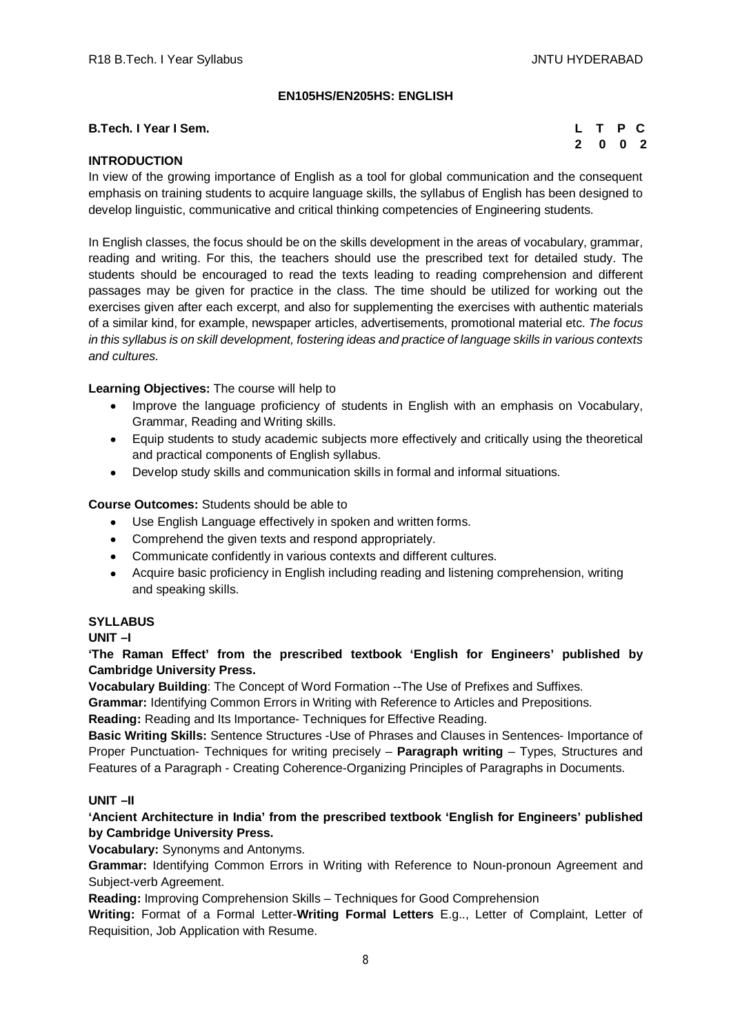## EN105HS/EN205HS: ENGLISH

**B.Tech. I Year I Sem.**

| L | T | P | C |
|---|---|---|---|
| 2 | 0 | 0 | 2 |

### INTRODUCTION

In view of the growing importance of English as a tool for global communication and the consequent emphasis on training students to acquire language skills, the syllabus of English has been designed to develop linguistic, communicative and critical thinking competencies of Engineering students.

In English classes, the focus should be on the skills development in the areas of vocabulary, grammar, reading and writing. For this, the teachers should use the prescribed text for detailed study. The students should be encouraged to read the texts leading to reading comprehension and different passages may be given for practice in the class. The time should be utilized for working out the exercises given after each excerpt, and also for supplementing the exercises with authentic materials of a similar kind, for example, newspaper articles, advertisements, promotional material etc. *The focus in this syllabus is on skill development, fostering ideas and practice of language skills in various contexts and cultures.*

**Learning Objectives:** The course will help to

- Improve the language proficiency of students in English with an emphasis on Vocabulary, Grammar, Reading and Writing skills.
- Equip students to study academic subjects more effectively and critically using the theoretical and practical components of English syllabus.
- Develop study skills and communication skills in formal and informal situations.

**Course Outcomes:** Students should be able to

- Use English Language effectively in spoken and written forms.
- Comprehend the given texts and respond appropriately.
- Communicate confidently in various contexts and different cultures.
- Acquire basic proficiency in English including reading and listening comprehension, writing and speaking skills.

### SYLLABUS

**UNIT –I**

**'The Raman Effect' from the prescribed textbook 'English for Engineers' published by Cambridge University Press.**

**Vocabulary Building**: The Concept of Word Formation --The Use of Prefixes and Suffixes.

**Grammar:** Identifying Common Errors in Writing with Reference to Articles and Prepositions.

**Reading:** Reading and Its Importance- Techniques for Effective Reading.

**Basic Writing Skills:** Sentence Structures -Use of Phrases and Clauses in Sentences- Importance of Proper Punctuation- Techniques for writing precisely – **Paragraph writing** – Types, Structures and Features of a Paragraph - Creating Coherence-Organizing Principles of Paragraphs in Documents.

**UNIT –II**

**'Ancient Architecture in India' from the prescribed textbook 'English for Engineers' published by Cambridge University Press.**

**Vocabulary:** Synonyms and Antonyms.

**Grammar:** Identifying Common Errors in Writing with Reference to Noun-pronoun Agreement and Subject-verb Agreement.

**Reading:** Improving Comprehension Skills – Techniques for Good Comprehension

**Writing:** Format of a Formal Letter-**Writing Formal Letters** E.g.., Letter of Complaint, Letter of Requisition, Job Application with Resume.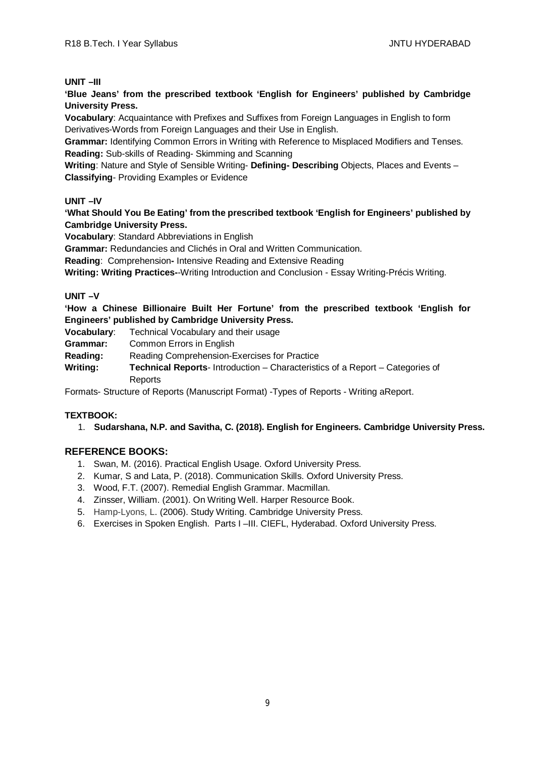**UNIT –III**

**'Blue Jeans' from the prescribed textbook 'English for Engineers' published by Cambridge University Press.**

**Vocabulary**: Acquaintance with Prefixes and Suffixes from Foreign Languages in English to form Derivatives-Words from Foreign Languages and their Use in English.

**Grammar:** Identifying Common Errors in Writing with Reference to Misplaced Modifiers and Tenses.

**Reading:** Sub-skills of Reading- Skimming and Scanning

**Writing**: Nature and Style of Sensible Writing- **Defining- Describing** Objects, Places and Events – **Classifying**- Providing Examples or Evidence

**UNIT –IV**

**'What Should You Be Eating' from the prescribed textbook 'English for Engineers' published by Cambridge University Press.**

**Vocabulary**: Standard Abbreviations in English

**Grammar:** Redundancies and Clichés in Oral and Written Communication.

**Reading**: Comprehension**-** Intensive Reading and Extensive Reading

**Writing: Writing Practices-**-Writing Introduction and Conclusion - Essay Writing-Précis Writing.

**UNIT –V**

**'How a Chinese Billionaire Built Her Fortune' from the prescribed textbook 'English for Engineers' published by Cambridge University Press.**

**Vocabulary**: Technical Vocabulary and their usage

**Grammar:** Common Errors in English

**Reading:** Reading Comprehension-Exercises for Practice

**Writing:** **Technical Reports**- Introduction – Characteristics of a Report – Categories of Reports

Formats- Structure of Reports (Manuscript Format) -Types of Reports - Writing aReport.

**TEXTBOOK:**

1. **Sudarshana, N.P. and Savitha, C. (2018). English for Engineers. Cambridge University Press.**

## REFERENCE BOOKS:

1. Swan, M. (2016). Practical English Usage. Oxford University Press.
2. Kumar, S and Lata, P. (2018). Communication Skills. Oxford University Press.
3. Wood, F.T. (2007). Remedial English Grammar. Macmillan.
4. Zinsser, William. (2001). On Writing Well. Harper Resource Book.
5. Hamp-Lyons, L. (2006). Study Writing. Cambridge University Press.
6. Exercises in Spoken English. Parts I –III. CIEFL, Hyderabad. Oxford University Press.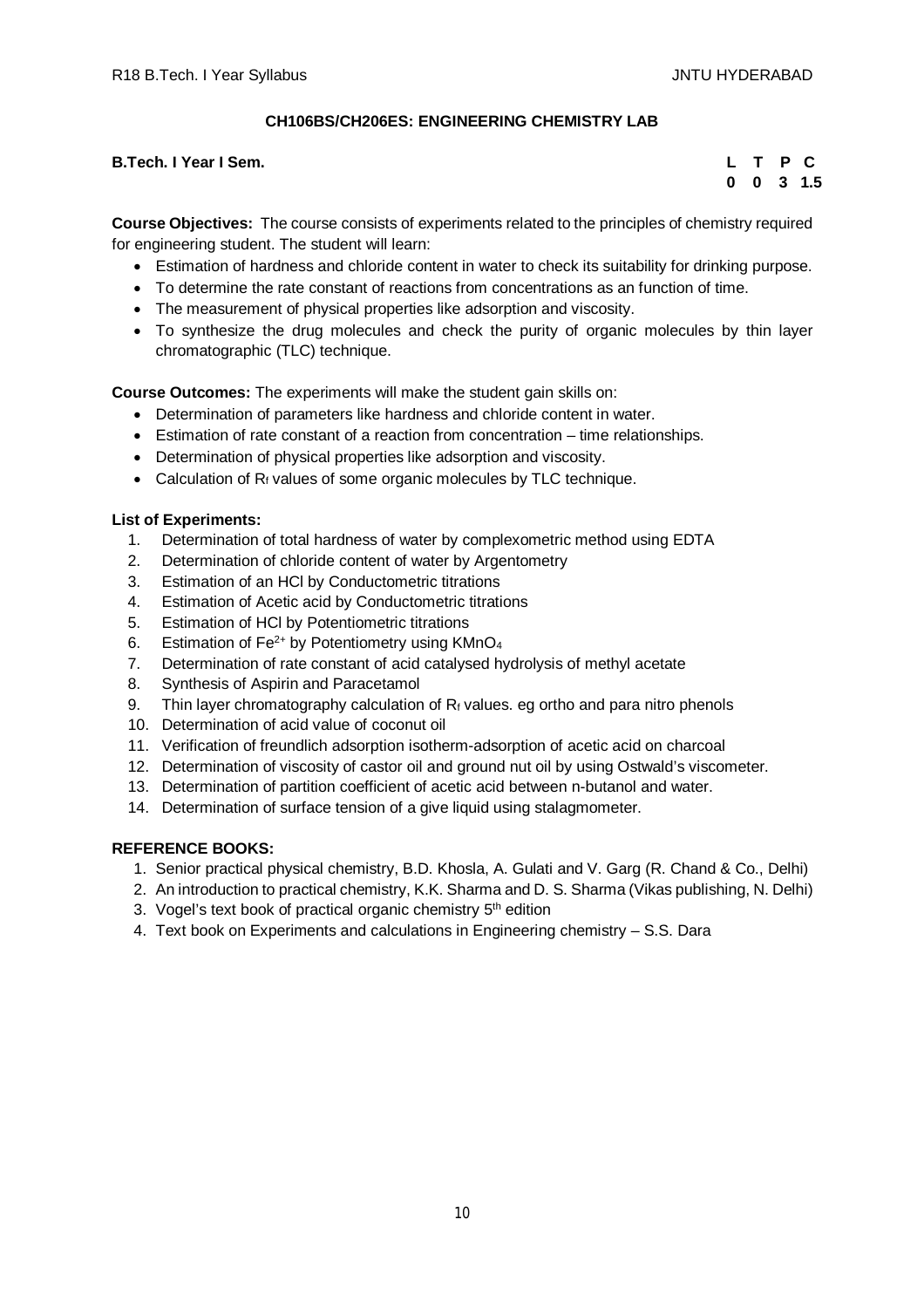## CH106BS/CH206ES: ENGINEERING CHEMISTRY LAB

**B.Tech. I Year I Sem.**

| L | T | P | C |
|---|---|---|---|
| 0 | 0 | 3 | 1.5 |

**Course Objectives:** The course consists of experiments related to the principles of chemistry required for engineering student. The student will learn:

- Estimation of hardness and chloride content in water to check its suitability for drinking purpose.
- To determine the rate constant of reactions from concentrations as an function of time.
- The measurement of physical properties like adsorption and viscosity.
- To synthesize the drug molecules and check the purity of organic molecules by thin layer chromatographic (TLC) technique.

**Course Outcomes:** The experiments will make the student gain skills on:

- Determination of parameters like hardness and chloride content in water.
- Estimation of rate constant of a reaction from concentration – time relationships.
- Determination of physical properties like adsorption and viscosity.
- Calculation of $R_f$ values of some organic molecules by TLC technique.

**List of Experiments:**

1. Determination of total hardness of water by complexometric method using EDTA
2. Determination of chloride content of water by Argentometry
3. Estimation of an HCl by Conductometric titrations
4. Estimation of Acetic acid by Conductometric titrations
5. Estimation of HCl by Potentiometric titrations
6. Estimation of $Fe^{2+}$ by Potentiometry using $KMnO_4$
7. Determination of rate constant of acid catalysed hydrolysis of methyl acetate
8. Synthesis of Aspirin and Paracetamol
9. Thin layer chromatography calculation of $R_f$ values. eg ortho and para nitro phenols
10. Determination of acid value of coconut oil
11. Verification of freundlich adsorption isotherm-adsorption of acetic acid on charcoal
12. Determination of viscosity of castor oil and ground nut oil by using Ostwald's viscometer.
13. Determination of partition coefficient of acetic acid between n-butanol and water.
14. Determination of surface tension of a give liquid using stalagmometer.

**REFERENCE BOOKS:**

1. Senior practical physical chemistry, B.D. Khosla, A. Gulati and V. Garg (R. Chand & Co., Delhi)
2. An introduction to practical chemistry, K.K. Sharma and D. S. Sharma (Vikas publishing, N. Delhi)
3. Vogel's text book of practical organic chemistry 5th edition
4. Text book on Experiments and calculations in Engineering chemistry – S.S. Dara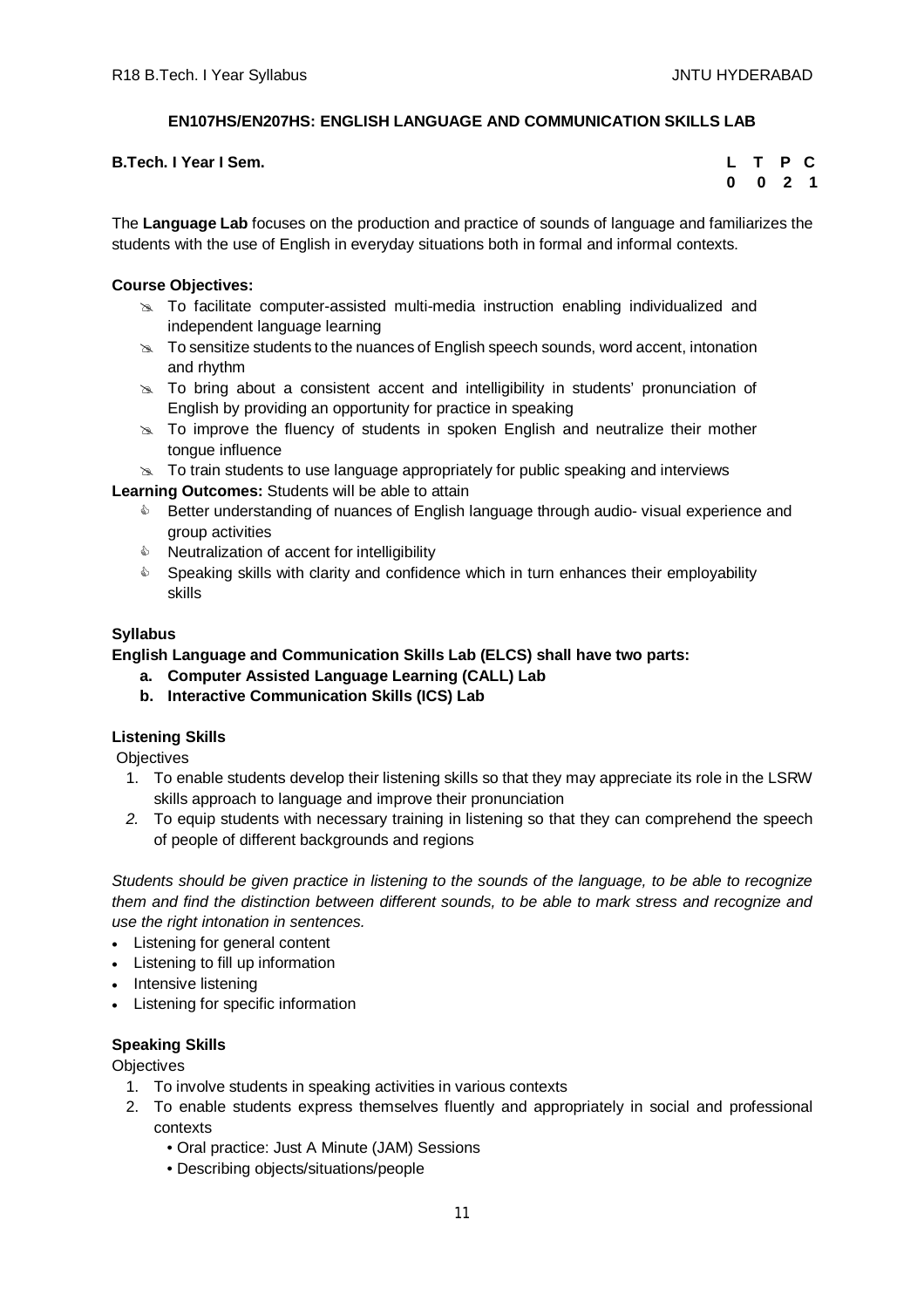### EN107HS/EN207HS: ENGLISH LANGUAGE AND COMMUNICATION SKILLS LAB

**B.Tech. I Year I Sem.**

| L | T | P | C |
|---|---|---|---|
| 0 | 0 | 2 | 1 |

The **Language Lab** focuses on the production and practice of sounds of language and familiarizes the students with the use of English in everyday situations both in formal and informal contexts.

**Course Objectives:**

- To facilitate computer-assisted multi-media instruction enabling individualized and independent language learning
- To sensitize students to the nuances of English speech sounds, word accent, intonation and rhythm
- To bring about a consistent accent and intelligibility in students' pronunciation of English by providing an opportunity for practice in speaking
- To improve the fluency of students in spoken English and neutralize their mother tongue influence
- To train students to use language appropriately for public speaking and interviews

**Learning Outcomes:** Students will be able to attain

- Better understanding of nuances of English language through audio- visual experience and group activities
- Neutralization of accent for intelligibility
- Speaking skills with clarity and confidence which in turn enhances their employability skills

**Syllabus**

**English Language and Communication Skills Lab (ELCS) shall have two parts:**

- **a. Computer Assisted Language Learning (CALL) Lab**
- **b. Interactive Communication Skills (ICS) Lab**

**Listening Skills**

Objectives

1. To enable students develop their listening skills so that they may appreciate its role in the LSRW skills approach to language and improve their pronunciation
2. To equip students with necessary training in listening so that they can comprehend the speech of people of different backgrounds and regions

*Students should be given practice in listening to the sounds of the language, to be able to recognize them and find the distinction between different sounds, to be able to mark stress and recognize and use the right intonation in sentences.*

- Listening for general content
- Listening to fill up information
- Intensive listening
- Listening for specific information

**Speaking Skills**

Objectives

1. To involve students in speaking activities in various contexts
2. To enable students express themselves fluently and appropriately in social and professional contexts
   - Oral practice: Just A Minute (JAM) Sessions
   - Describing objects/situations/people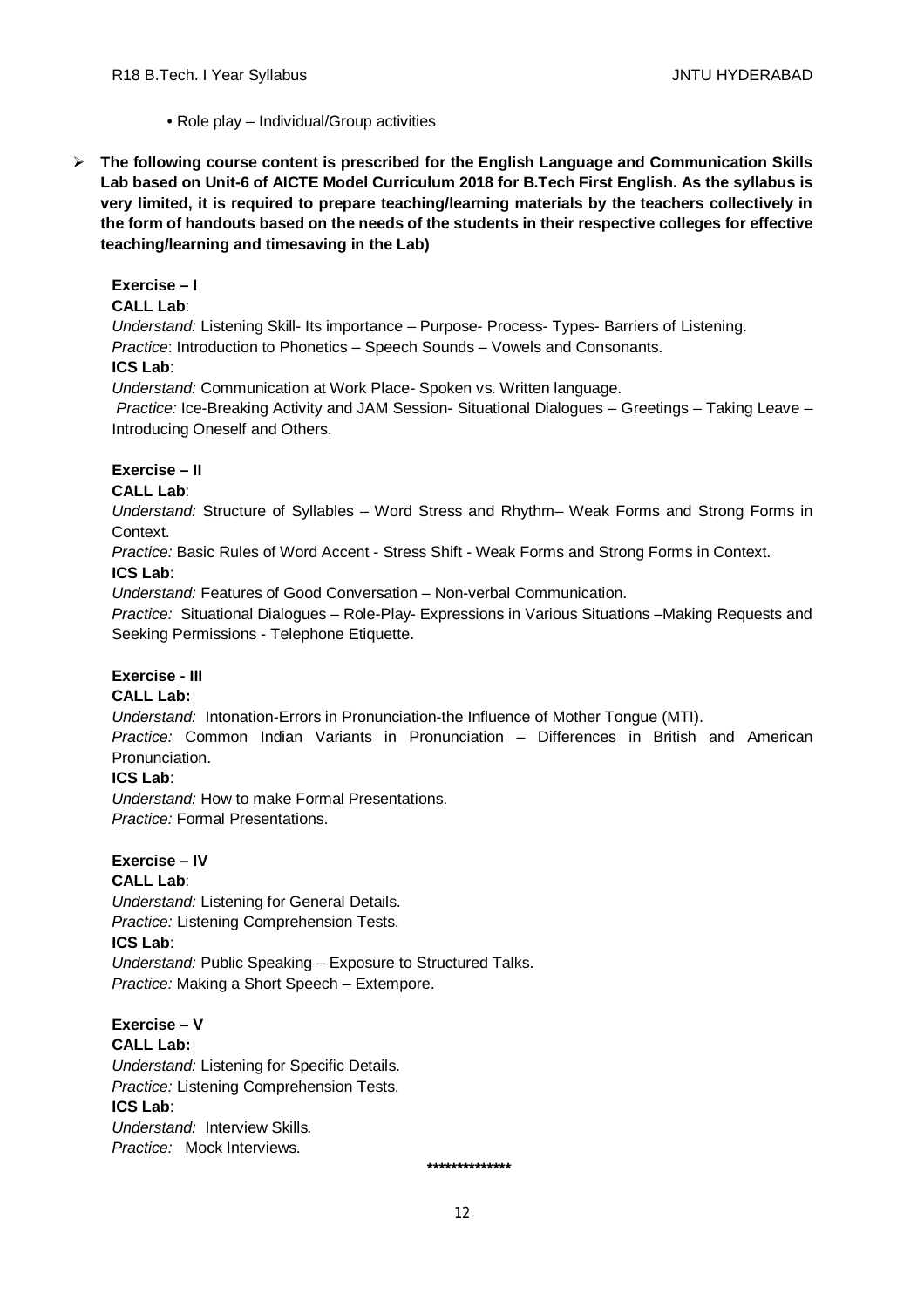- Role play – Individual/Group activities

- **The following course content is prescribed for the English Language and Communication Skills Lab based on Unit-6 of AICTE Model Curriculum 2018 for B.Tech First English. As the syllabus is very limited, it is required to prepare teaching/learning materials by the teachers collectively in the form of handouts based on the needs of the students in their respective colleges for effective teaching/learning and timesaving in the Lab)**

**Exercise – I**

**CALL Lab**:

*Understand:* Listening Skill- Its importance – Purpose- Process- Types- Barriers of Listening.

*Practice*: Introduction to Phonetics – Speech Sounds – Vowels and Consonants.

**ICS Lab**:

*Understand:* Communication at Work Place- Spoken vs. Written language.

*Practice:* Ice-Breaking Activity and JAM Session- Situational Dialogues – Greetings – Taking Leave – Introducing Oneself and Others.

**Exercise – II**

**CALL Lab**:

*Understand:* Structure of Syllables – Word Stress and Rhythm– Weak Forms and Strong Forms in Context.

*Practice:* Basic Rules of Word Accent - Stress Shift - Weak Forms and Strong Forms in Context.

**ICS Lab**:

*Understand:* Features of Good Conversation – Non-verbal Communication.

*Practice:* Situational Dialogues – Role-Play- Expressions in Various Situations –Making Requests and Seeking Permissions - Telephone Etiquette.

**Exercise - III**

**CALL Lab:**

*Understand:* Intonation-Errors in Pronunciation-the Influence of Mother Tongue (MTI).

*Practice:* Common Indian Variants in Pronunciation – Differences in British and American Pronunciation.

**ICS Lab**:

*Understand:* How to make Formal Presentations.

*Practice:* Formal Presentations.

**Exercise – IV**

**CALL Lab**:

*Understand:* Listening for General Details.

*Practice:* Listening Comprehension Tests.

**ICS Lab**:

*Understand:* Public Speaking – Exposure to Structured Talks.

*Practice:* Making a Short Speech – Extempore.

**Exercise – V**

**CALL Lab:**

*Understand:* Listening for Specific Details.

*Practice:* Listening Comprehension Tests.

**ICS Lab**:

*Understand:* Interview Skills.

*Practice:* Mock Interviews.

**************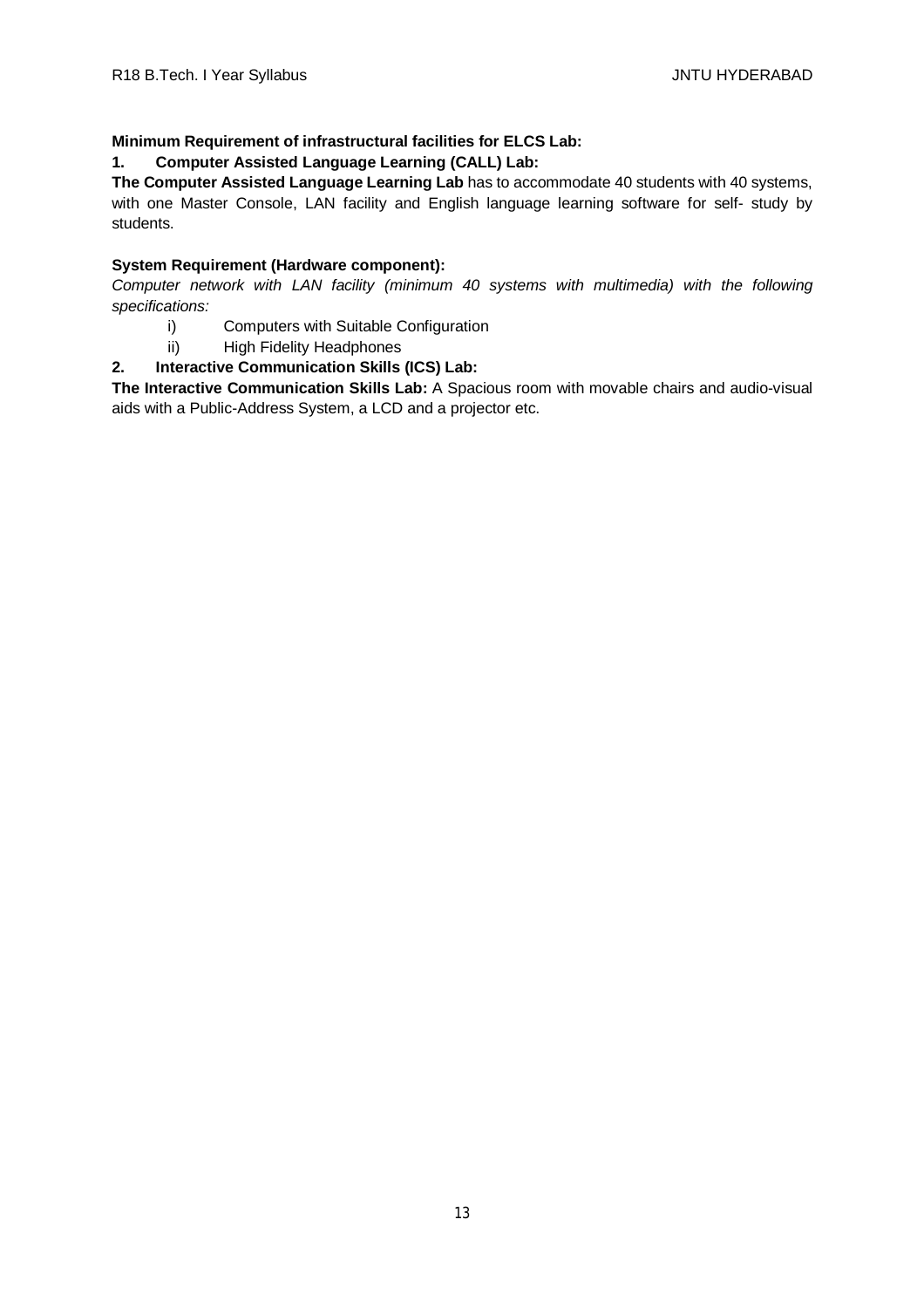**Minimum Requirement of infrastructural facilities for ELCS Lab:**

**1. Computer Assisted Language Learning (CALL) Lab:**

**The Computer Assisted Language Learning Lab** has to accommodate 40 students with 40 systems, with one Master Console, LAN facility and English language learning software for self- study by students.

**System Requirement (Hardware component):**

*Computer network with LAN facility (minimum 40 systems with multimedia) with the following specifications:*

- i) Computers with Suitable Configuration
- ii) High Fidelity Headphones

**2. Interactive Communication Skills (ICS) Lab:**

**The Interactive Communication Skills Lab:** A Spacious room with movable chairs and audio-visual aids with a Public-Address System, a LCD and a projector etc.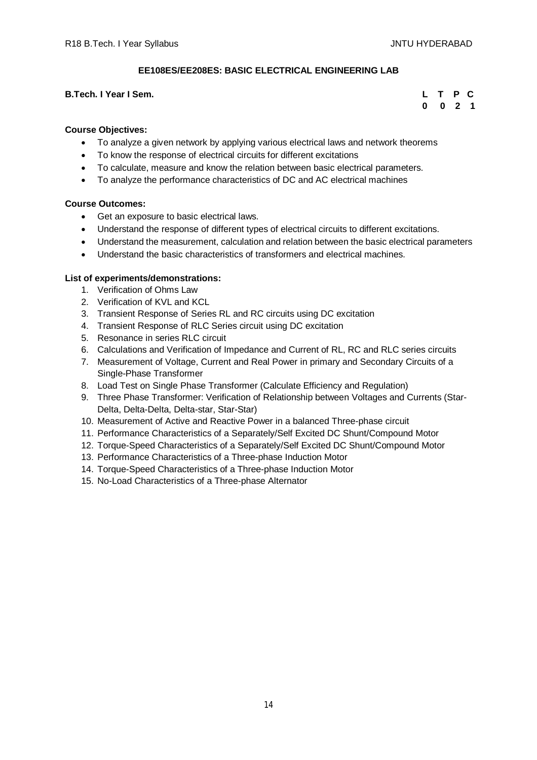## EE108ES/EE208ES: BASIC ELECTRICAL ENGINEERING LAB

**B.Tech. I Year I Sem.**

| L | T | P | C |
|---|---|---|---|
| 0 | 0 | 2 | 1 |

**Course Objectives:**

- To analyze a given network by applying various electrical laws and network theorems
- To know the response of electrical circuits for different excitations
- To calculate, measure and know the relation between basic electrical parameters.
- To analyze the performance characteristics of DC and AC electrical machines

**Course Outcomes:**

- Get an exposure to basic electrical laws.
- Understand the response of different types of electrical circuits to different excitations.
- Understand the measurement, calculation and relation between the basic electrical parameters
- Understand the basic characteristics of transformers and electrical machines.

**List of experiments/demonstrations:**

1. Verification of Ohms Law
2. Verification of KVL and KCL
3. Transient Response of Series RL and RC circuits using DC excitation
4. Transient Response of RLC Series circuit using DC excitation
5. Resonance in series RLC circuit
6. Calculations and Verification of Impedance and Current of RL, RC and RLC series circuits
7. Measurement of Voltage, Current and Real Power in primary and Secondary Circuits of a Single-Phase Transformer
8. Load Test on Single Phase Transformer (Calculate Efficiency and Regulation)
9. Three Phase Transformer: Verification of Relationship between Voltages and Currents (Star-Delta, Delta-Delta, Delta-star, Star-Star)
10. Measurement of Active and Reactive Power in a balanced Three-phase circuit
11. Performance Characteristics of a Separately/Self Excited DC Shunt/Compound Motor
12. Torque-Speed Characteristics of a Separately/Self Excited DC Shunt/Compound Motor
13. Performance Characteristics of a Three-phase Induction Motor
14. Torque-Speed Characteristics of a Three-phase Induction Motor
15. No-Load Characteristics of a Three-phase Alternator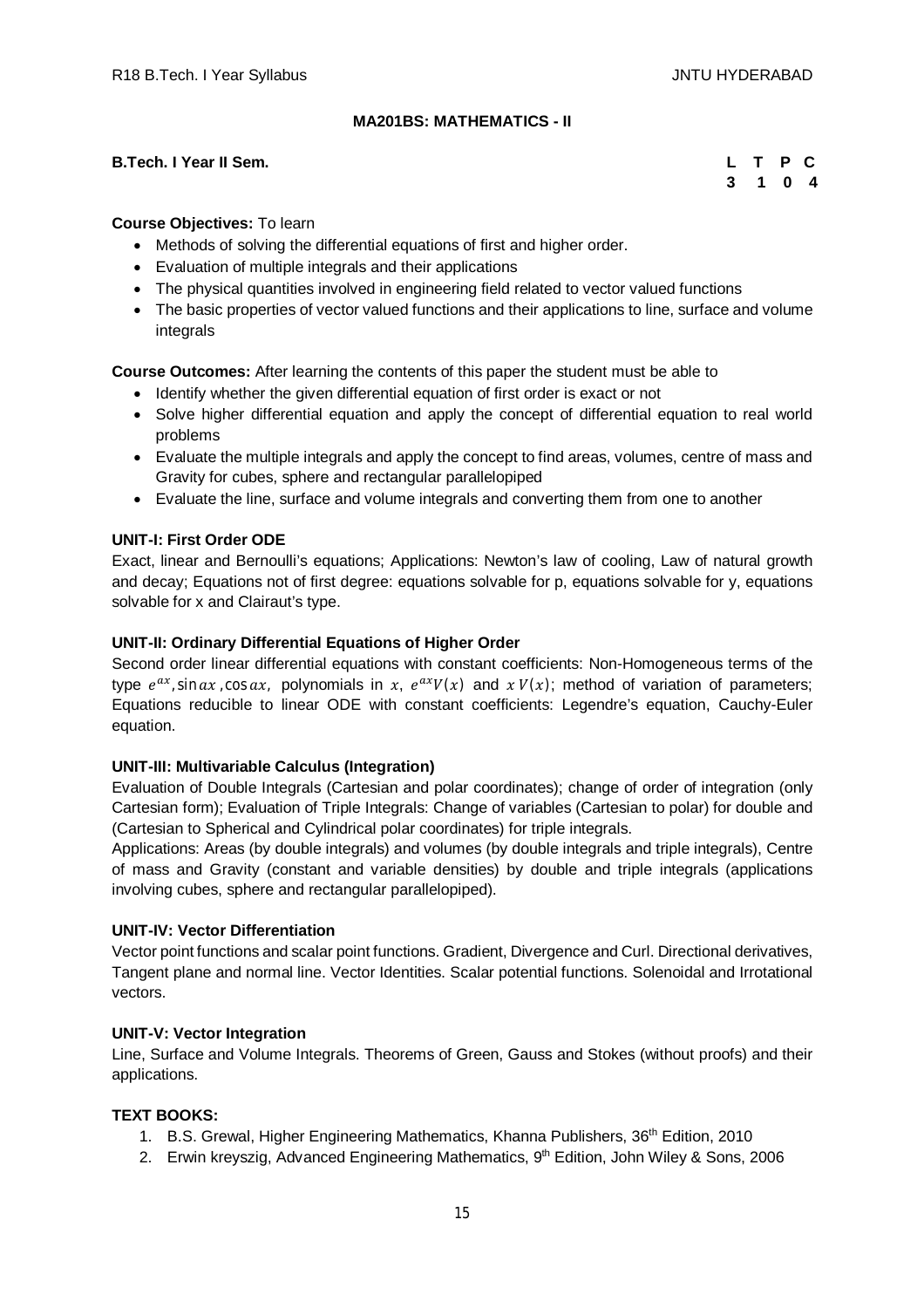### MA201BS: MATHEMATICS - II

**B.Tech. I Year II Sem.**

| L | T | P | C |
|---|---|---|---|
| 3 | 1 | 0 | 4 |

**Course Objectives:** To learn

- Methods of solving the differential equations of first and higher order.
- Evaluation of multiple integrals and their applications
- The physical quantities involved in engineering field related to vector valued functions
- The basic properties of vector valued functions and their applications to line, surface and volume integrals

**Course Outcomes:** After learning the contents of this paper the student must be able to

- Identify whether the given differential equation of first order is exact or not
- Solve higher differential equation and apply the concept of differential equation to real world problems
- Evaluate the multiple integrals and apply the concept to find areas, volumes, centre of mass and Gravity for cubes, sphere and rectangular parallelopiped
- Evaluate the line, surface and volume integrals and converting them from one to another

**UNIT-I: First Order ODE**

Exact, linear and Bernoulli's equations; Applications: Newton's law of cooling, Law of natural growth and decay; Equations not of first degree: equations solvable for p, equations solvable for y, equations solvable for x and Clairaut's type.

**UNIT-II: Ordinary Differential Equations of Higher Order**

Second order linear differential equations with constant coefficients: Non-Homogeneous terms of the type $e^{ax}$, $\sin ax$ , $\cos ax$, polynomials in $x$, $e^{ax}V(x)$ and $x\,V(x)$; method of variation of parameters; Equations reducible to linear ODE with constant coefficients: Legendre's equation, Cauchy-Euler equation.

**UNIT-III: Multivariable Calculus (Integration)**

Evaluation of Double Integrals (Cartesian and polar coordinates); change of order of integration (only Cartesian form); Evaluation of Triple Integrals: Change of variables (Cartesian to polar) for double and (Cartesian to Spherical and Cylindrical polar coordinates) for triple integrals.

Applications: Areas (by double integrals) and volumes (by double integrals and triple integrals), Centre of mass and Gravity (constant and variable densities) by double and triple integrals (applications involving cubes, sphere and rectangular parallelopiped).

**UNIT-IV: Vector Differentiation**

Vector point functions and scalar point functions. Gradient, Divergence and Curl. Directional derivatives, Tangent plane and normal line. Vector Identities. Scalar potential functions. Solenoidal and Irrotational vectors.

**UNIT-V: Vector Integration**

Line, Surface and Volume Integrals. Theorems of Green, Gauss and Stokes (without proofs) and their applications.

**TEXT BOOKS:**

1. B.S. Grewal, Higher Engineering Mathematics, Khanna Publishers, 36th Edition, 2010
2. Erwin kreyszig, Advanced Engineering Mathematics, 9th Edition, John Wiley & Sons, 2006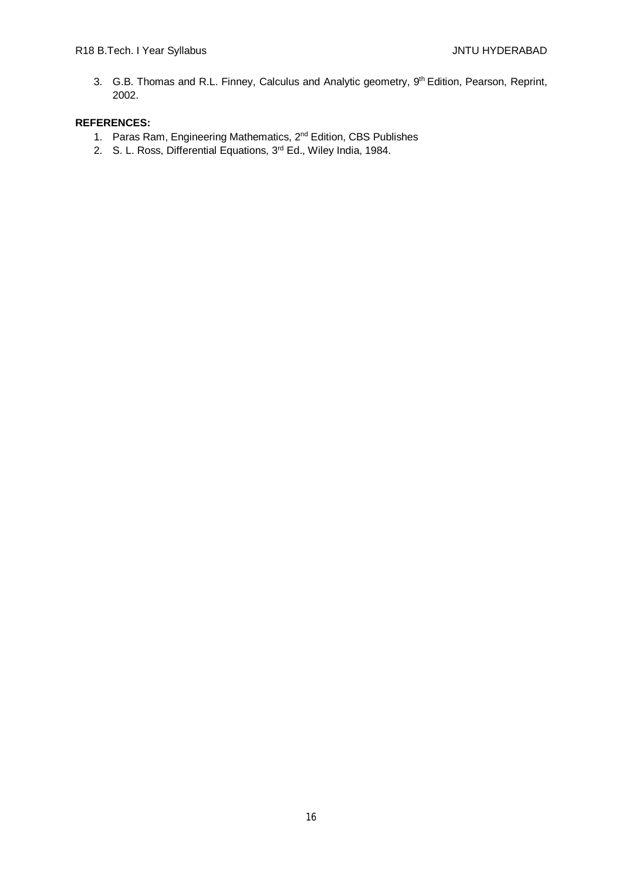3. G.B. Thomas and R.L. Finney, Calculus and Analytic geometry, 9th Edition, Pearson, Reprint, 2002.

**REFERENCES:**

1. Paras Ram, Engineering Mathematics, 2nd Edition, CBS Publishes
2. S. L. Ross, Differential Equations, 3rd Ed., Wiley India, 1984.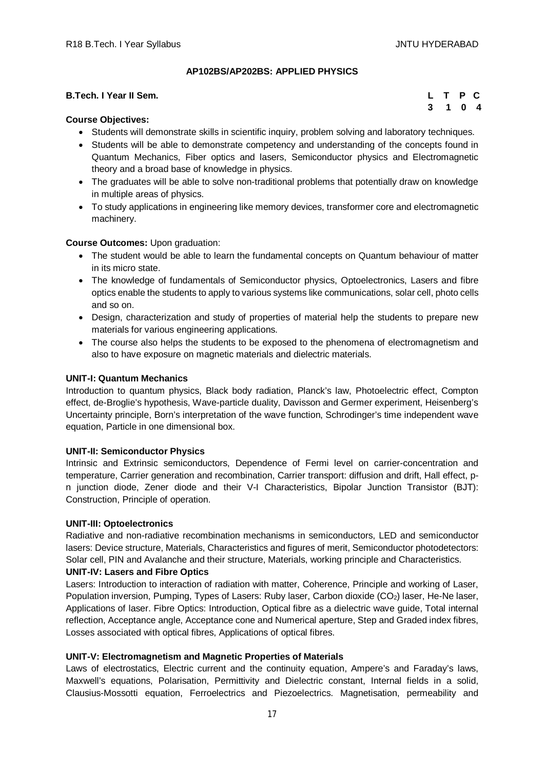## AP102BS/AP202BS: APPLIED PHYSICS

**B.Tech. I Year II Sem.**

| L | T | P | C |
|---|---|---|---|
| 3 | 1 | 0 | 4 |

**Course Objectives:**

- Students will demonstrate skills in scientific inquiry, problem solving and laboratory techniques.
- Students will be able to demonstrate competency and understanding of the concepts found in Quantum Mechanics, Fiber optics and lasers, Semiconductor physics and Electromagnetic theory and a broad base of knowledge in physics.
- The graduates will be able to solve non-traditional problems that potentially draw on knowledge in multiple areas of physics.
- To study applications in engineering like memory devices, transformer core and electromagnetic machinery.

**Course Outcomes:** Upon graduation:

- The student would be able to learn the fundamental concepts on Quantum behaviour of matter in its micro state.
- The knowledge of fundamentals of Semiconductor physics, Optoelectronics, Lasers and fibre optics enable the students to apply to various systems like communications, solar cell, photo cells and so on.
- Design, characterization and study of properties of material help the students to prepare new materials for various engineering applications.
- The course also helps the students to be exposed to the phenomena of electromagnetism and also to have exposure on magnetic materials and dielectric materials.

**UNIT-I: Quantum Mechanics**

Introduction to quantum physics, Black body radiation, Planck's law, Photoelectric effect, Compton effect, de-Broglie's hypothesis, Wave-particle duality, Davisson and Germer experiment, Heisenberg's Uncertainty principle, Born's interpretation of the wave function, Schrodinger's time independent wave equation, Particle in one dimensional box.

**UNIT-II: Semiconductor Physics**

Intrinsic and Extrinsic semiconductors, Dependence of Fermi level on carrier-concentration and temperature, Carrier generation and recombination, Carrier transport: diffusion and drift, Hall effect, p-n junction diode, Zener diode and their V-I Characteristics, Bipolar Junction Transistor (BJT): Construction, Principle of operation.

**UNIT-III: Optoelectronics**

Radiative and non-radiative recombination mechanisms in semiconductors, LED and semiconductor lasers: Device structure, Materials, Characteristics and figures of merit, Semiconductor photodetectors: Solar cell, PIN and Avalanche and their structure, Materials, working principle and Characteristics.

**UNIT-IV: Lasers and Fibre Optics**

Lasers: Introduction to interaction of radiation with matter, Coherence, Principle and working of Laser, Population inversion, Pumping, Types of Lasers: Ruby laser, Carbon dioxide ($CO_2$) laser, He-Ne laser, Applications of laser. Fibre Optics: Introduction, Optical fibre as a dielectric wave guide, Total internal reflection, Acceptance angle, Acceptance cone and Numerical aperture, Step and Graded index fibres, Losses associated with optical fibres, Applications of optical fibres.

**UNIT-V: Electromagnetism and Magnetic Properties of Materials**

Laws of electrostatics, Electric current and the continuity equation, Ampere's and Faraday's laws, Maxwell's equations, Polarisation, Permittivity and Dielectric constant, Internal fields in a solid, Clausius-Mossotti equation, Ferroelectrics and Piezoelectrics. Magnetisation, permeability and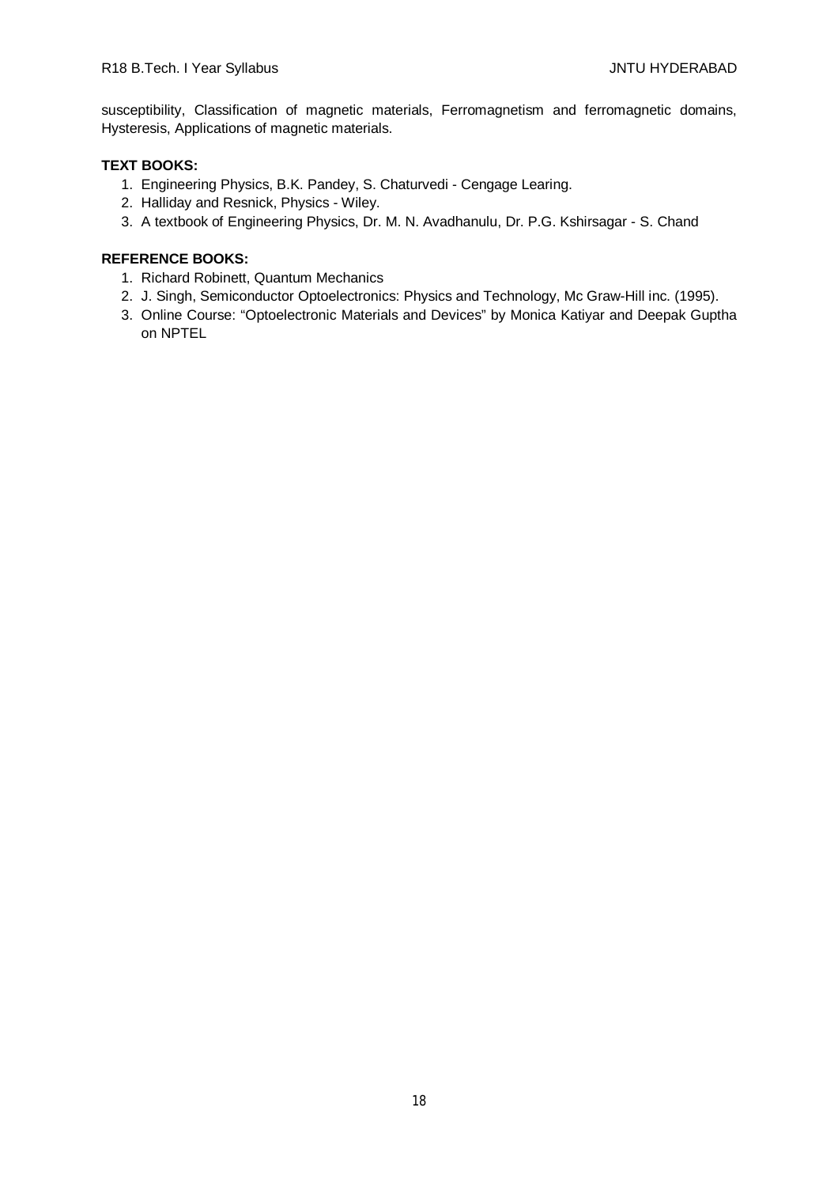susceptibility, Classification of magnetic materials, Ferromagnetism and ferromagnetic domains, Hysteresis, Applications of magnetic materials.

**TEXT BOOKS:**

1. Engineering Physics, B.K. Pandey, S. Chaturvedi - Cengage Learing.
2. Halliday and Resnick, Physics - Wiley.
3. A textbook of Engineering Physics, Dr. M. N. Avadhanulu, Dr. P.G. Kshirsagar - S. Chand

**REFERENCE BOOKS:**

1. Richard Robinett, Quantum Mechanics
2. J. Singh, Semiconductor Optoelectronics: Physics and Technology, Mc Graw-Hill inc. (1995).
3. Online Course: “Optoelectronic Materials and Devices” by Monica Katiyar and Deepak Guptha on NPTEL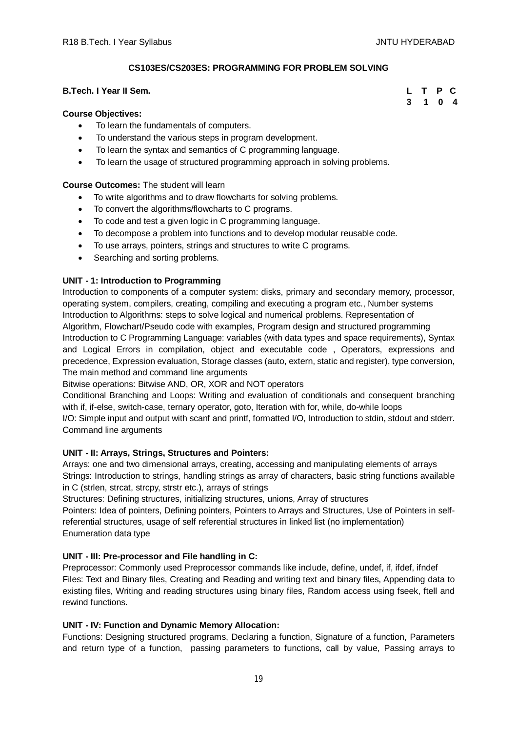## CS103ES/CS203ES: PROGRAMMING FOR PROBLEM SOLVING

**B.Tech. I Year II Sem.**

| L | T | P | C |
|---|---|---|---|
| 3 | 1 | 0 | 4 |

**Course Objectives:**

- To learn the fundamentals of computers.
- To understand the various steps in program development.
- To learn the syntax and semantics of C programming language.
- To learn the usage of structured programming approach in solving problems.

**Course Outcomes:** The student will learn

- To write algorithms and to draw flowcharts for solving problems.
- To convert the algorithms/flowcharts to C programs.
- To code and test a given logic in C programming language.
- To decompose a problem into functions and to develop modular reusable code.
- To use arrays, pointers, strings and structures to write C programs.
- Searching and sorting problems.

### UNIT - 1: Introduction to Programming

Introduction to components of a computer system: disks, primary and secondary memory, processor, operating system, compilers, creating, compiling and executing a program etc., Number systems

Introduction to Algorithms: steps to solve logical and numerical problems. Representation of Algorithm, Flowchart/Pseudo code with examples, Program design and structured programming

Introduction to C Programming Language: variables (with data types and space requirements), Syntax and Logical Errors in compilation, object and executable code , Operators, expressions and precedence, Expression evaluation, Storage classes (auto, extern, static and register), type conversion, The main method and command line arguments

Bitwise operations: Bitwise AND, OR, XOR and NOT operators

Conditional Branching and Loops: Writing and evaluation of conditionals and consequent branching with if, if-else, switch-case, ternary operator, goto, Iteration with for, while, do-while loops

I/O: Simple input and output with scanf and printf, formatted I/O, Introduction to stdin, stdout and stderr. Command line arguments

### UNIT - II: Arrays, Strings, Structures and Pointers:

Arrays: one and two dimensional arrays, creating, accessing and manipulating elements of arrays

Strings: Introduction to strings, handling strings as array of characters, basic string functions available in C (strlen, strcat, strcpy, strstr etc.), arrays of strings

Structures: Defining structures, initializing structures, unions, Array of structures

Pointers: Idea of pointers, Defining pointers, Pointers to Arrays and Structures, Use of Pointers in self-referential structures, usage of self referential structures in linked list (no implementation)

Enumeration data type

### UNIT - III: Pre-processor and File handling in C:

Preprocessor: Commonly used Preprocessor commands like include, define, undef, if, ifdef, ifndef

Files: Text and Binary files, Creating and Reading and writing text and binary files, Appending data to existing files, Writing and reading structures using binary files, Random access using fseek, ftell and rewind functions.

### UNIT - IV: Function and Dynamic Memory Allocation:

Functions: Designing structured programs, Declaring a function, Signature of a function, Parameters and return type of a function, passing parameters to functions, call by value, Passing arrays to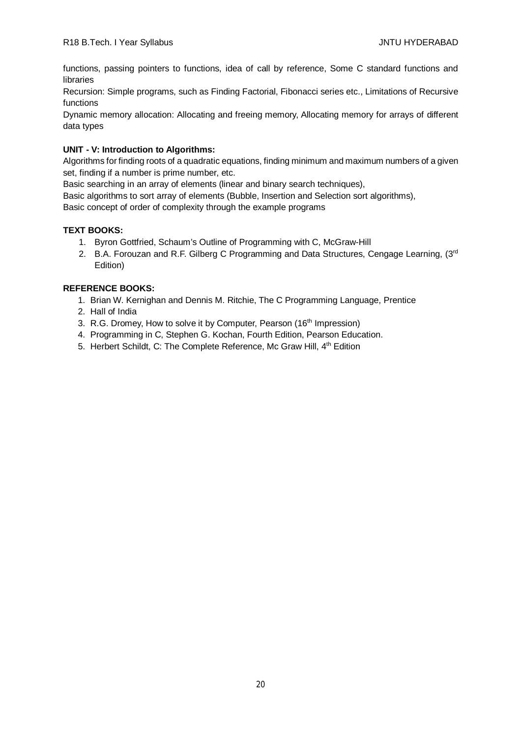functions, passing pointers to functions, idea of call by reference, Some C standard functions and libraries

Recursion: Simple programs, such as Finding Factorial, Fibonacci series etc., Limitations of Recursive functions

Dynamic memory allocation: Allocating and freeing memory, Allocating memory for arrays of different data types

**UNIT - V: Introduction to Algorithms:**

Algorithms for finding roots of a quadratic equations, finding minimum and maximum numbers of a given set, finding if a number is prime number, etc.

Basic searching in an array of elements (linear and binary search techniques),

Basic algorithms to sort array of elements (Bubble, Insertion and Selection sort algorithms),

Basic concept of order of complexity through the example programs

**TEXT BOOKS:**

1. Byron Gottfried, Schaum's Outline of Programming with C, McGraw-Hill
2. B.A. Forouzan and R.F. Gilberg C Programming and Data Structures, Cengage Learning, (3rd Edition)

**REFERENCE BOOKS:**

1. Brian W. Kernighan and Dennis M. Ritchie, The C Programming Language, Prentice
2. Hall of India
3. R.G. Dromey, How to solve it by Computer, Pearson (16th Impression)
4. Programming in C, Stephen G. Kochan, Fourth Edition, Pearson Education.
5. Herbert Schildt, C: The Complete Reference, Mc Graw Hill, 4th Edition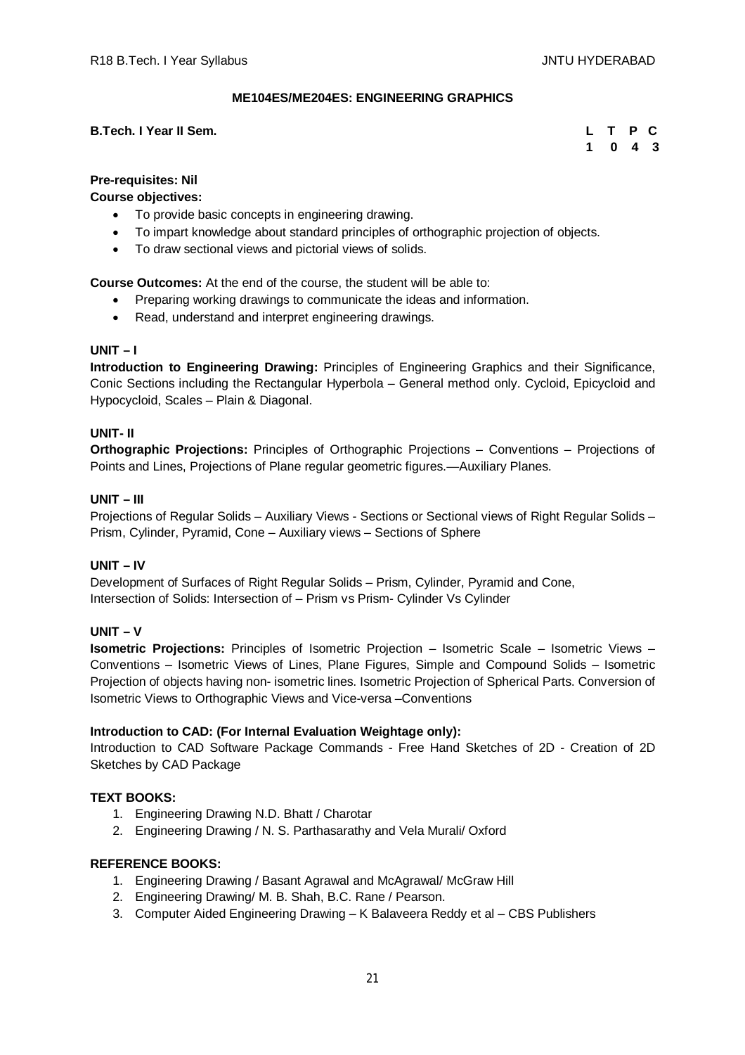## ME104ES/ME204ES: ENGINEERING GRAPHICS

**B.Tech. I Year II Sem.**

| L | T | P | C |
|---|---|---|---|
| 1 | 0 | 4 | 3 |

**Pre-requisites: Nil**

**Course objectives:**

- To provide basic concepts in engineering drawing.
- To impart knowledge about standard principles of orthographic projection of objects.
- To draw sectional views and pictorial views of solids.

**Course Outcomes:** At the end of the course, the student will be able to:

- Preparing working drawings to communicate the ideas and information.
- Read, understand and interpret engineering drawings.

**UNIT – I**

**Introduction to Engineering Drawing:** Principles of Engineering Graphics and their Significance, Conic Sections including the Rectangular Hyperbola – General method only. Cycloid, Epicycloid and Hypocycloid, Scales – Plain & Diagonal.

**UNIT- II**

**Orthographic Projections:** Principles of Orthographic Projections – Conventions – Projections of Points and Lines, Projections of Plane regular geometric figures.—Auxiliary Planes.

**UNIT – III**

Projections of Regular Solids – Auxiliary Views - Sections or Sectional views of Right Regular Solids – Prism, Cylinder, Pyramid, Cone – Auxiliary views – Sections of Sphere

**UNIT – IV**

Development of Surfaces of Right Regular Solids – Prism, Cylinder, Pyramid and Cone,
Intersection of Solids: Intersection of – Prism vs Prism- Cylinder Vs Cylinder

**UNIT – V**

**Isometric Projections:** Principles of Isometric Projection – Isometric Scale – Isometric Views – Conventions – Isometric Views of Lines, Plane Figures, Simple and Compound Solids – Isometric Projection of objects having non- isometric lines. Isometric Projection of Spherical Parts. Conversion of Isometric Views to Orthographic Views and Vice-versa –Conventions

**Introduction to CAD: (For Internal Evaluation Weightage only):**

Introduction to CAD Software Package Commands - Free Hand Sketches of 2D - Creation of 2D Sketches by CAD Package

**TEXT BOOKS:**

1. Engineering Drawing N.D. Bhatt / Charotar
2. Engineering Drawing / N. S. Parthasarathy and Vela Murali/ Oxford

**REFERENCE BOOKS:**

1. Engineering Drawing / Basant Agrawal and McAgrawal/ McGraw Hill
2. Engineering Drawing/ M. B. Shah, B.C. Rane / Pearson.
3. Computer Aided Engineering Drawing – K Balaveera Reddy et al – CBS Publishers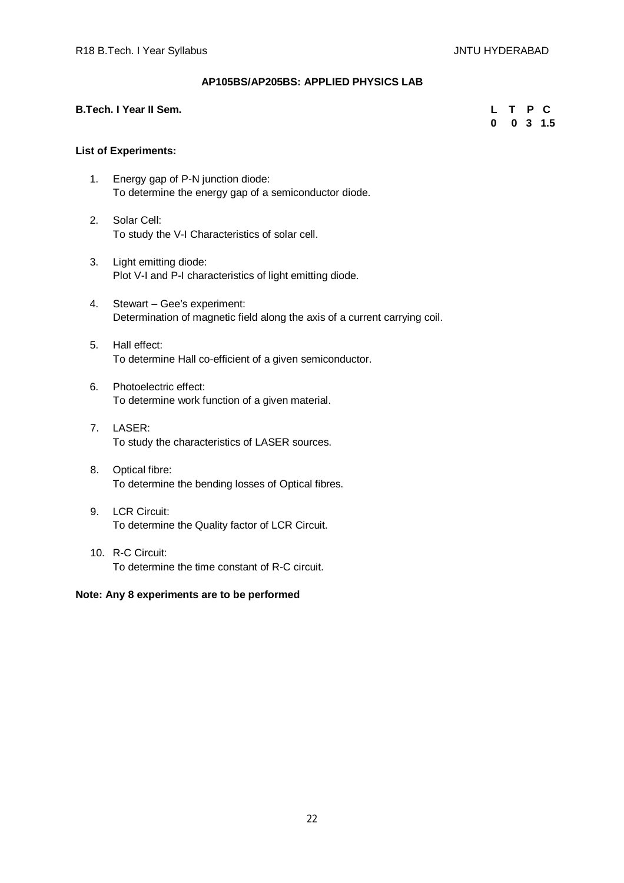## AP105BS/AP205BS: APPLIED PHYSICS LAB

**B.Tech. I Year II Sem.**

| L | T | P | C |
|---|---|---|---|
| 0 | 0 | 3 | 1.5 |

**List of Experiments:**

1. Energy gap of P-N junction diode:
   To determine the energy gap of a semiconductor diode.
2. Solar Cell:
   To study the V-I Characteristics of solar cell.
3. Light emitting diode:
   Plot V-I and P-I characteristics of light emitting diode.
4. Stewart – Gee's experiment:
   Determination of magnetic field along the axis of a current carrying coil.
5. Hall effect:
   To determine Hall co-efficient of a given semiconductor.
6. Photoelectric effect:
   To determine work function of a given material.
7. LASER:
   To study the characteristics of LASER sources.
8. Optical fibre:
   To determine the bending losses of Optical fibres.
9. LCR Circuit:
   To determine the Quality factor of LCR Circuit.
10. R-C Circuit:
    To determine the time constant of R-C circuit.

**Note: Any 8 experiments are to be performed**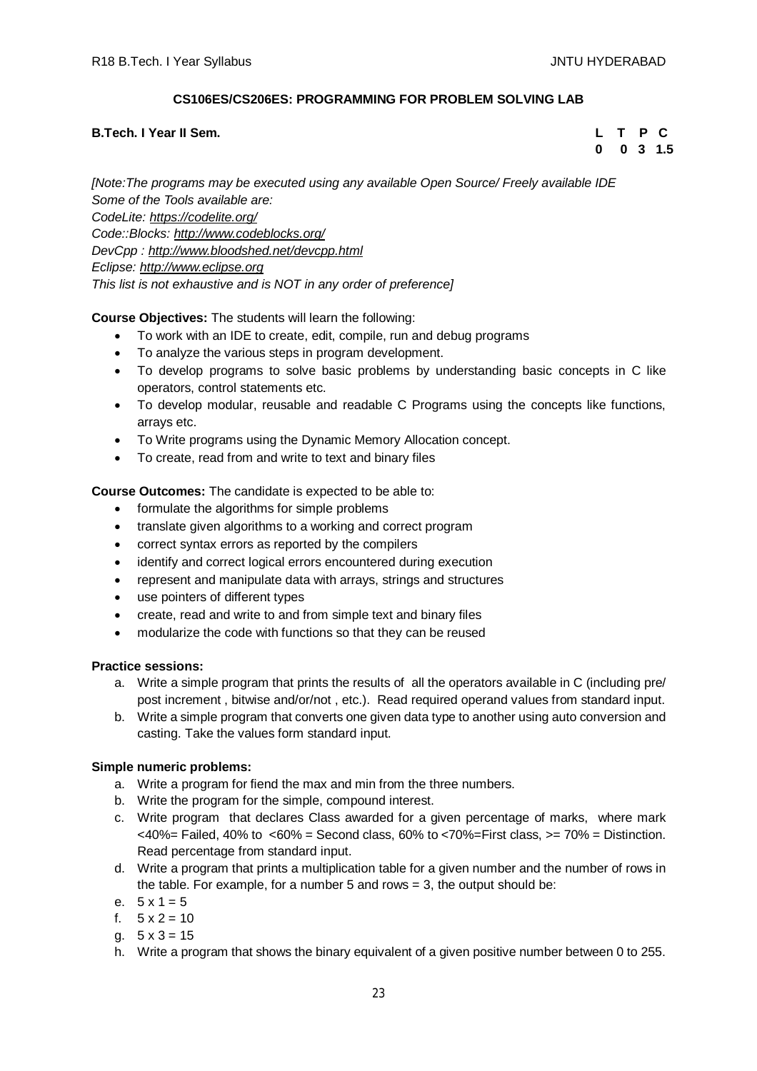## CS106ES/CS206ES: PROGRAMMING FOR PROBLEM SOLVING LAB

**B.Tech. I Year II Sem.**

| L | T | P | C |
|---|---|---|---|
| 0 | 0 | 3 | 1.5 |

*[Note:The programs may be executed using any available Open Source/ Freely available IDE*
*Some of the Tools available are:*
*CodeLite: https://codelite.org/*
*Code::Blocks: http://www.codeblocks.org/*
*DevCpp : http://www.bloodshed.net/devcpp.html*
*Eclipse: http://www.eclipse.org*
*This list is not exhaustive and is NOT in any order of preference]*

**Course Objectives:** The students will learn the following:

- To work with an IDE to create, edit, compile, run and debug programs
- To analyze the various steps in program development.
- To develop programs to solve basic problems by understanding basic concepts in C like operators, control statements etc.
- To develop modular, reusable and readable C Programs using the concepts like functions, arrays etc.
- To Write programs using the Dynamic Memory Allocation concept.
- To create, read from and write to text and binary files

**Course Outcomes:** The candidate is expected to be able to:

- formulate the algorithms for simple problems
- translate given algorithms to a working and correct program
- correct syntax errors as reported by the compilers
- identify and correct logical errors encountered during execution
- represent and manipulate data with arrays, strings and structures
- use pointers of different types
- create, read and write to and from simple text and binary files
- modularize the code with functions so that they can be reused

**Practice sessions:**

a. Write a simple program that prints the results of all the operators available in C (including pre/ post increment , bitwise and/or/not , etc.). Read required operand values from standard input.
b. Write a simple program that converts one given data type to another using auto conversion and casting. Take the values form standard input.

**Simple numeric problems:**

a. Write a program for fiend the max and min from the three numbers.
b. Write the program for the simple, compound interest.
c. Write program that declares Class awarded for a given percentage of marks, where mark <40%= Failed, 40% to <60% = Second class, 60% to <70%=First class, >= 70% = Distinction. Read percentage from standard input.
d. Write a program that prints a multiplication table for a given number and the number of rows in the table. For example, for a number 5 and rows = 3, the output should be:
e. 5 x 1 = 5
f. 5 x 2 = 10
g. 5 x 3 = 15
h. Write a program that shows the binary equivalent of a given positive number between 0 to 255.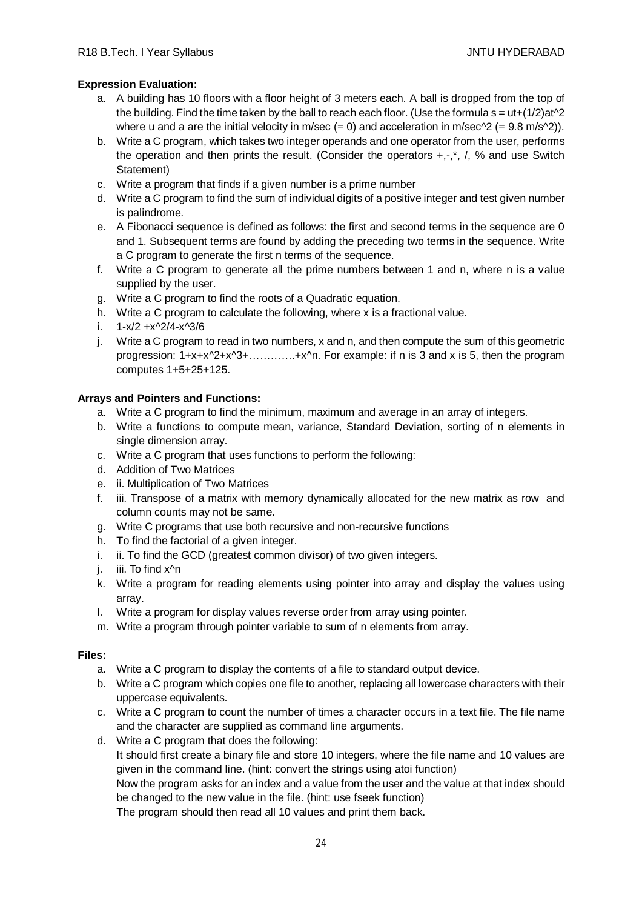**Expression Evaluation:**

a. A building has 10 floors with a floor height of 3 meters each. A ball is dropped from the top of the building. Find the time taken by the ball to reach each floor. (Use the formula $s = ut+(1/2)at^2$ where u and a are the initial velocity in m/sec (= 0) and acceleration in $m/sec^2$ (= 9.8 $m/s^2$)).
b. Write a C program, which takes two integer operands and one operator from the user, performs the operation and then prints the result. (Consider the operators +,-,*, /, % and use Switch Statement)
c. Write a program that finds if a given number is a prime number
d. Write a C program to find the sum of individual digits of a positive integer and test given number is palindrome.
e. A Fibonacci sequence is defined as follows: the first and second terms in the sequence are 0 and 1. Subsequent terms are found by adding the preceding two terms in the sequence. Write a C program to generate the first n terms of the sequence.
f. Write a C program to generate all the prime numbers between 1 and n, where n is a value supplied by the user.
g. Write a C program to find the roots of a Quadratic equation.
h. Write a C program to calculate the following, where x is a fractional value.
i. $1-x/2 +x^2/4-x^3/6$
j. Write a C program to read in two numbers, x and n, and then compute the sum of this geometric progression: $1+x+x^2+x^3+\ldots\ldots\ldots\ldots+x^n$. For example: if n is 3 and x is 5, then the program computes 1+5+25+125.

**Arrays and Pointers and Functions:**

a. Write a C program to find the minimum, maximum and average in an array of integers.
b. Write a functions to compute mean, variance, Standard Deviation, sorting of n elements in single dimension array.
c. Write a C program that uses functions to perform the following:
d. Addition of Two Matrices
e. ii. Multiplication of Two Matrices
f. iii. Transpose of a matrix with memory dynamically allocated for the new matrix as row and column counts may not be same.
g. Write C programs that use both recursive and non-recursive functions
h. To find the factorial of a given integer.
i. ii. To find the GCD (greatest common divisor) of two given integers.
j. iii. To find $x^n$
k. Write a program for reading elements using pointer into array and display the values using array.
l. Write a program for display values reverse order from array using pointer.
m. Write a program through pointer variable to sum of n elements from array.

**Files:**

a. Write a C program to display the contents of a file to standard output device.
b. Write a C program which copies one file to another, replacing all lowercase characters with their uppercase equivalents.
c. Write a C program to count the number of times a character occurs in a text file. The file name and the character are supplied as command line arguments.
d. Write a C program that does the following:
   It should first create a binary file and store 10 integers, where the file name and 10 values are given in the command line. (hint: convert the strings using atoi function)
   Now the program asks for an index and a value from the user and the value at that index should be changed to the new value in the file. (hint: use fseek function)
   The program should then read all 10 values and print them back.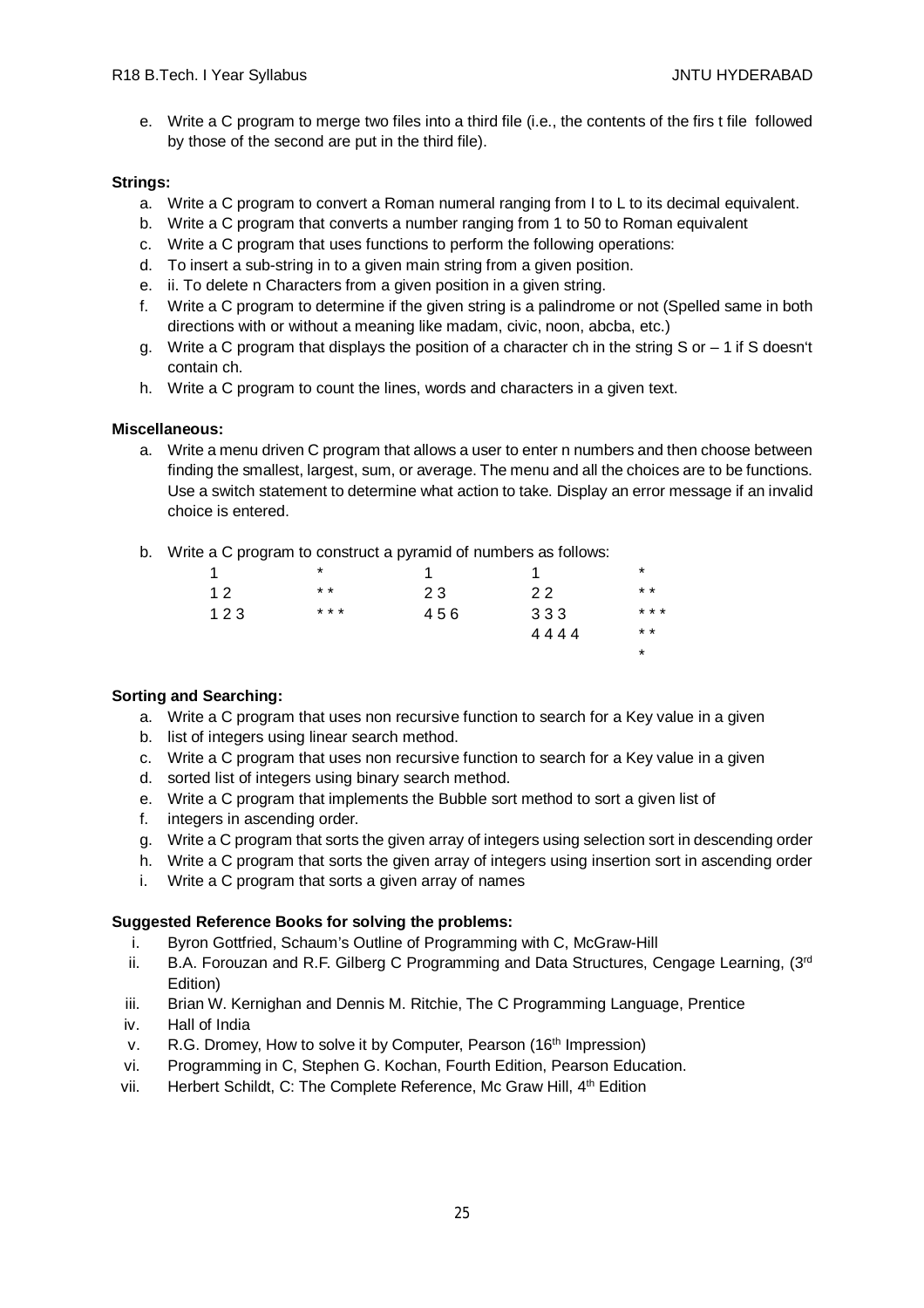e. Write a C program to merge two files into a third file (i.e., the contents of the firs t file followed by those of the second are put in the third file).

**Strings:**

a. Write a C program to convert a Roman numeral ranging from I to L to its decimal equivalent.
b. Write a C program that converts a number ranging from 1 to 50 to Roman equivalent
c. Write a C program that uses functions to perform the following operations:
d. To insert a sub-string in to a given main string from a given position.
e. ii. To delete n Characters from a given position in a given string.
f. Write a C program to determine if the given string is a palindrome or not (Spelled same in both directions with or without a meaning like madam, civic, noon, abcba, etc.)
g. Write a C program that displays the position of a character ch in the string S or – 1 if S doesn't contain ch.
h. Write a C program to count the lines, words and characters in a given text.

**Miscellaneous:**

a. Write a menu driven C program that allows a user to enter n numbers and then choose between finding the smallest, largest, sum, or average. The menu and all the choices are to be functions. Use a switch statement to determine what action to take. Display an error message if an invalid choice is entered.

b. Write a C program to construct a pyramid of numbers as follows:

```
1         *         1         1         *
1 2       * *       2 3       2 2       * *
1 2 3     * * *     4 5 6     3 3 3     * * *
                              4 4 4 4   * *
                                        *
```

**Sorting and Searching:**

a. Write a C program that uses non recursive function to search for a Key value in a given
b. list of integers using linear search method.
c. Write a C program that uses non recursive function to search for a Key value in a given
d. sorted list of integers using binary search method.
e. Write a C program that implements the Bubble sort method to sort a given list of
f. integers in ascending order.
g. Write a C program that sorts the given array of integers using selection sort in descending order
h. Write a C program that sorts the given array of integers using insertion sort in ascending order
i. Write a C program that sorts a given array of names

**Suggested Reference Books for solving the problems:**

i. Byron Gottfried, Schaum's Outline of Programming with C, McGraw-Hill
ii. B.A. Forouzan and R.F. Gilberg C Programming and Data Structures, Cengage Learning, (3rd Edition)
iii. Brian W. Kernighan and Dennis M. Ritchie, The C Programming Language, Prentice
iv. Hall of India
v. R.G. Dromey, How to solve it by Computer, Pearson (16th Impression)
vi. Programming in C, Stephen G. Kochan, Fourth Edition, Pearson Education.
vii. Herbert Schildt, C: The Complete Reference, Mc Graw Hill, 4th Edition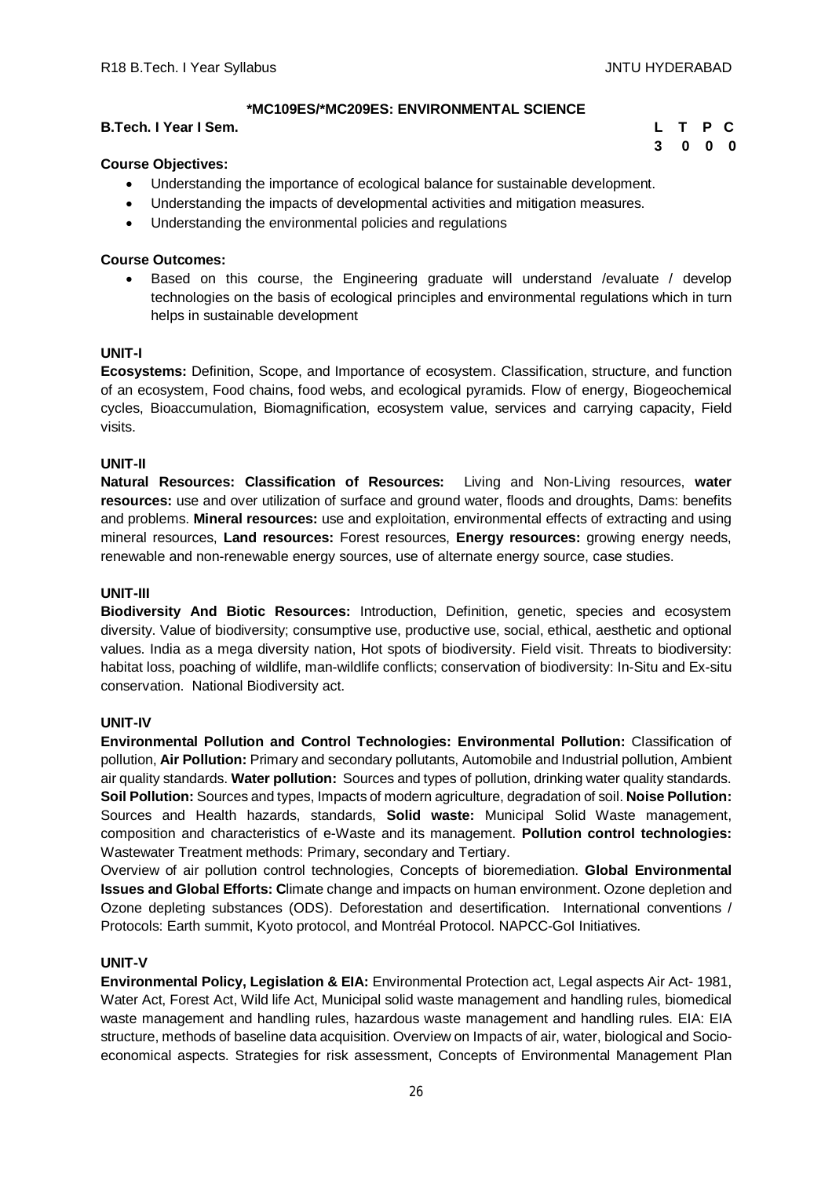## *MC109ES/*MC209ES: ENVIRONMENTAL SCIENCE

**B.Tech. I Year I Sem.**

| L | T | P | C |
|---|---|---|---|
| 3 | 0 | 0 | 0 |

**Course Objectives:**

- Understanding the importance of ecological balance for sustainable development.
- Understanding the impacts of developmental activities and mitigation measures.
- Understanding the environmental policies and regulations

**Course Outcomes:**

- Based on this course, the Engineering graduate will understand /evaluate / develop technologies on the basis of ecological principles and environmental regulations which in turn helps in sustainable development

**UNIT-I**

**Ecosystems:** Definition, Scope, and Importance of ecosystem. Classification, structure, and function of an ecosystem, Food chains, food webs, and ecological pyramids. Flow of energy, Biogeochemical cycles, Bioaccumulation, Biomagnification, ecosystem value, services and carrying capacity, Field visits.

**UNIT-II**

**Natural Resources: Classification of Resources:** Living and Non-Living resources, **water resources:** use and over utilization of surface and ground water, floods and droughts, Dams: benefits and problems. **Mineral resources:** use and exploitation, environmental effects of extracting and using mineral resources, **Land resources:** Forest resources, **Energy resources:** growing energy needs, renewable and non-renewable energy sources, use of alternate energy source, case studies.

**UNIT-III**

**Biodiversity And Biotic Resources:** Introduction, Definition, genetic, species and ecosystem diversity. Value of biodiversity; consumptive use, productive use, social, ethical, aesthetic and optional values. India as a mega diversity nation, Hot spots of biodiversity. Field visit. Threats to biodiversity: habitat loss, poaching of wildlife, man-wildlife conflicts; conservation of biodiversity: In-Situ and Ex-situ conservation. National Biodiversity act.

**UNIT-IV**

**Environmental Pollution and Control Technologies: Environmental Pollution:** Classification of pollution, **Air Pollution:** Primary and secondary pollutants, Automobile and Industrial pollution, Ambient air quality standards. **Water pollution:** Sources and types of pollution, drinking water quality standards. **Soil Pollution:** Sources and types, Impacts of modern agriculture, degradation of soil. **Noise Pollution:** Sources and Health hazards, standards, **Solid waste:** Municipal Solid Waste management, composition and characteristics of e-Waste and its management. **Pollution control technologies:** Wastewater Treatment methods: Primary, secondary and Tertiary.

Overview of air pollution control technologies, Concepts of bioremediation. **Global Environmental Issues and Global Efforts: C**limate change and impacts on human environment. Ozone depletion and Ozone depleting substances (ODS). Deforestation and desertification. International conventions / Protocols: Earth summit, Kyoto protocol, and Montréal Protocol. NAPCC-GoI Initiatives.

**UNIT-V**

**Environmental Policy, Legislation & EIA:** Environmental Protection act, Legal aspects Air Act- 1981, Water Act, Forest Act, Wild life Act, Municipal solid waste management and handling rules, biomedical waste management and handling rules, hazardous waste management and handling rules. EIA: EIA structure, methods of baseline data acquisition. Overview on Impacts of air, water, biological and Socio-economical aspects. Strategies for risk assessment, Concepts of Environmental Management Plan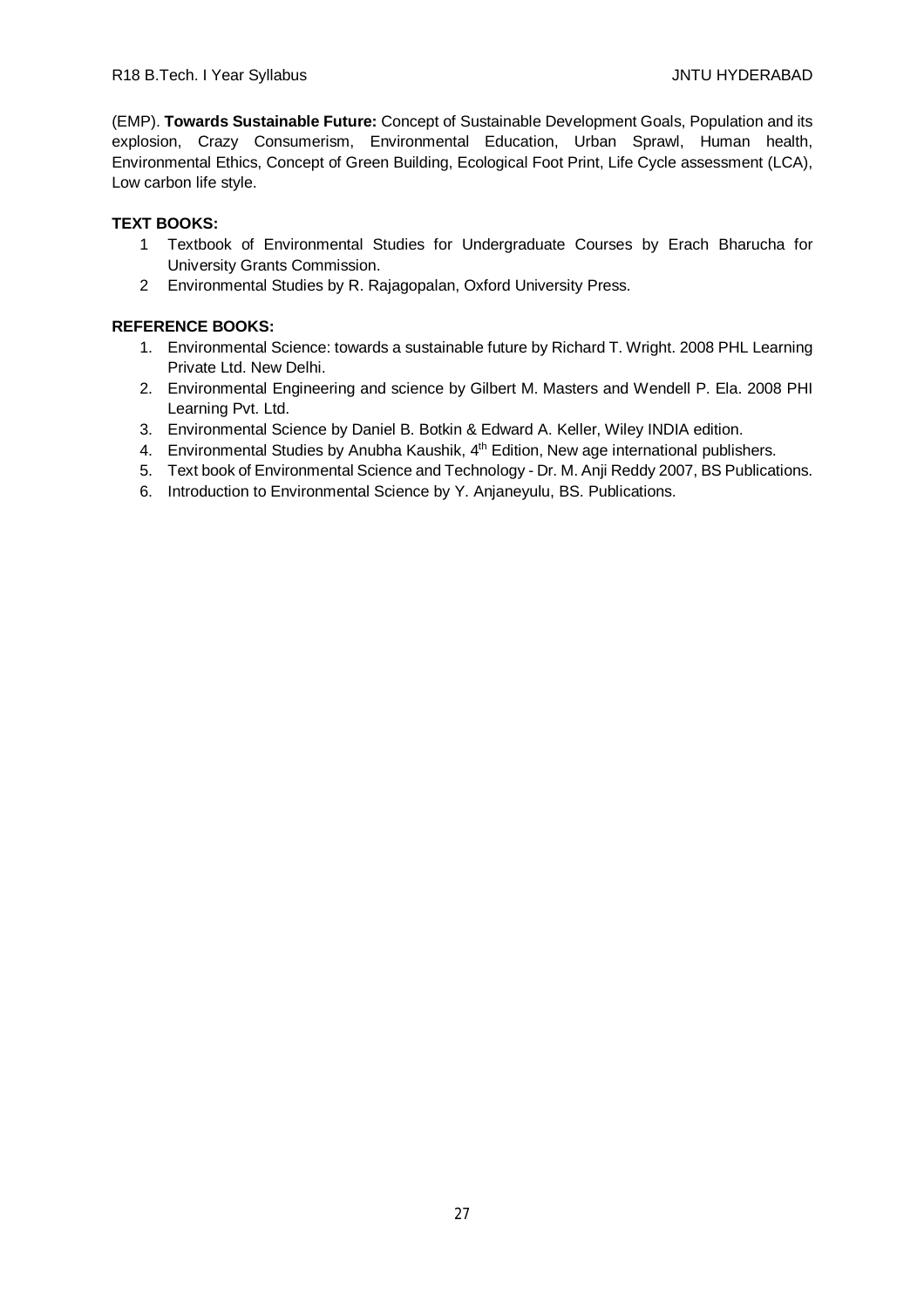(EMP). **Towards Sustainable Future:** Concept of Sustainable Development Goals, Population and its explosion, Crazy Consumerism, Environmental Education, Urban Sprawl, Human health, Environmental Ethics, Concept of Green Building, Ecological Foot Print, Life Cycle assessment (LCA), Low carbon life style.

**TEXT BOOKS:**

1 Textbook of Environmental Studies for Undergraduate Courses by Erach Bharucha for University Grants Commission.
2 Environmental Studies by R. Rajagopalan, Oxford University Press.

**REFERENCE BOOKS:**

1. Environmental Science: towards a sustainable future by Richard T. Wright. 2008 PHL Learning Private Ltd. New Delhi.
2. Environmental Engineering and science by Gilbert M. Masters and Wendell P. Ela. 2008 PHI Learning Pvt. Ltd.
3. Environmental Science by Daniel B. Botkin & Edward A. Keller, Wiley INDIA edition.
4. Environmental Studies by Anubha Kaushik, 4th Edition, New age international publishers.
5. Text book of Environmental Science and Technology - Dr. M. Anji Reddy 2007, BS Publications.
6. Introduction to Environmental Science by Y. Anjaneyulu, BS. Publications.